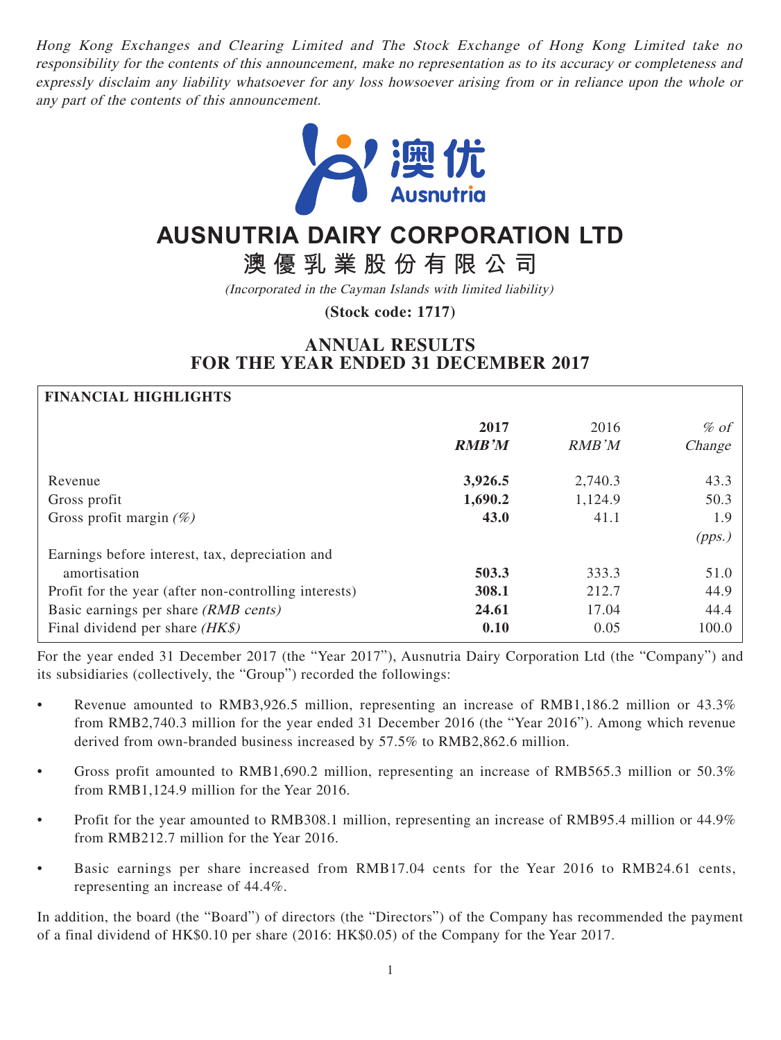*Hong Kong Exchanges and Clearing Limited and The Stock Exchange of Hong Kong Limited take no responsibility for the contents of this announcement, make no representation as to its accuracy or completeness and expressly disclaim any liability whatsoever for any loss howsoever arising from or in reliance upon the whole or any part of the contents of this announcement.*

澳优
Ausnutria

# AUSNUTRIA DAIRY CORPORATION LTD

# 澳優乳業股份有限公司

*(Incorporated in the Cayman Islands with limited liability)*

**(Stock code: 1717)**

## ANNUAL RESULTS FOR THE YEAR ENDED 31 DECEMBER 2017

| FINANCIAL HIGHLIGHTS | | | |
|---|---|---|---|
| | **2017** | 2016 | *% of* |
| | ***RMB'M*** | *RMB'M* | *Change* |
| Revenue | **3,926.5** | 2,740.3 | 43.3 |
| Gross profit | **1,690.2** | 1,124.9 | 50.3 |
| Gross profit margin *(%)* | **43.0** | 41.1 | 1.9 *(pps.)* |
| Earnings before interest, tax, depreciation and amortisation | **503.3** | 333.3 | 51.0 |
| Profit for the year (after non-controlling interests) | **308.1** | 212.7 | 44.9 |
| Basic earnings per share *(RMB cents)* | **24.61** | 17.04 | 44.4 |
| Final dividend per share *(HK$)* | **0.10** | 0.05 | 100.0 |

For the year ended 31 December 2017 (the "Year 2017"), Ausnutria Dairy Corporation Ltd (the "Company") and its subsidiaries (collectively, the "Group") recorded the followings:

- Revenue amounted to RMB3,926.5 million, representing an increase of RMB1,186.2 million or 43.3% from RMB2,740.3 million for the year ended 31 December 2016 (the "Year 2016"). Among which revenue derived from own-branded business increased by 57.5% to RMB2,862.6 million.
- Gross profit amounted to RMB1,690.2 million, representing an increase of RMB565.3 million or 50.3% from RMB1,124.9 million for the Year 2016.
- Profit for the year amounted to RMB308.1 million, representing an increase of RMB95.4 million or 44.9% from RMB212.7 million for the Year 2016.
- Basic earnings per share increased from RMB17.04 cents for the Year 2016 to RMB24.61 cents, representing an increase of 44.4%.

In addition, the board (the "Board") of directors (the "Directors") of the Company has recommended the payment of a final dividend of HK$0.10 per share (2016: HK$0.05) of the Company for the Year 2017.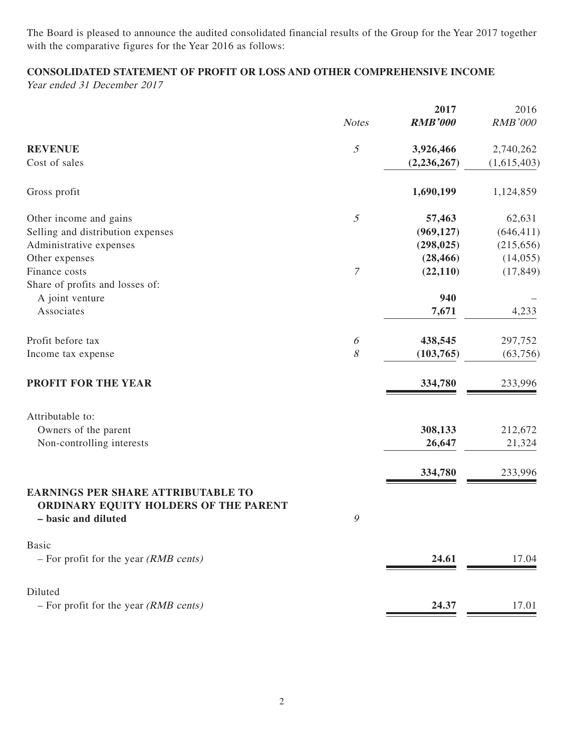The Board is pleased to announce the audited consolidated financial results of the Group for the Year 2017 together with the comparative figures for the Year 2016 as follows:

## CONSOLIDATED STATEMENT OF PROFIT OR LOSS AND OTHER COMPREHENSIVE INCOME

*Year ended 31 December 2017*

| | *Notes* | **2017** | 2016 |
|---|---|---|---|
| | | ***RMB'000*** | *RMB'000* |
| **REVENUE** | *5* | **3,926,466** | 2,740,262 |
| Cost of sales | | **(2,236,267)** | (1,615,403) |
| Gross profit | | **1,690,199** | 1,124,859 |
| Other income and gains | *5* | **57,463** | 62,631 |
| Selling and distribution expenses | | **(969,127)** | (646,411) |
| Administrative expenses | | **(298,025)** | (215,656) |
| Other expenses | | **(28,466)** | (14,055) |
| Finance costs | *7* | **(22,110)** | (17,849) |
| Share of profits and losses of: | | | |
| A joint venture | | **940** | – |
| Associates | | **7,671** | 4,233 |
| Profit before tax | *6* | **438,545** | 297,752 |
| Income tax expense | *8* | **(103,765)** | (63,756) |
| **PROFIT FOR THE YEAR** | | **334,780** | 233,996 |
| Attributable to: | | | |
| Owners of the parent | | **308,133** | 212,672 |
| Non-controlling interests | | **26,647** | 21,324 |
| | | **334,780** | 233,996 |
| **EARNINGS PER SHARE ATTRIBUTABLE TO ORDINARY EQUITY HOLDERS OF THE PARENT – basic and diluted** | *9* | | |
| Basic | | | |
| – For profit for the year *(RMB cents)* | | **24.61** | 17.04 |
| Diluted | | | |
| – For profit for the year *(RMB cents)* | | **24.37** | 17.01 |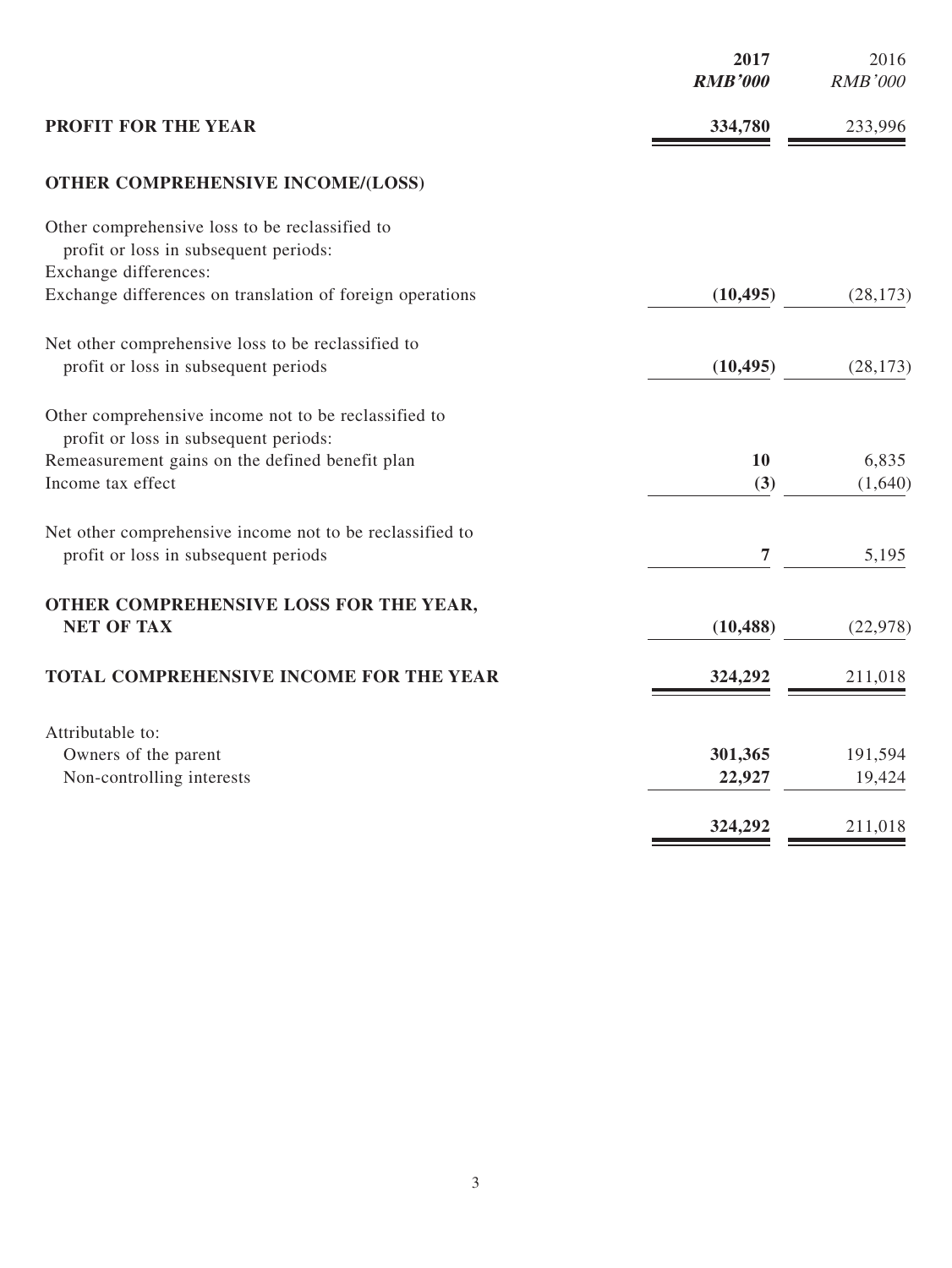| | 2017 | 2016 |
|---|---|---|
| | ***RMB'000*** | *RMB'000* |
| **PROFIT FOR THE YEAR** | **334,780** | 233,996 |
| **OTHER COMPREHENSIVE INCOME/(LOSS)** | | |
| Other comprehensive loss to be reclassified to profit or loss in subsequent periods: | | |
| Exchange differences: | | |
| Exchange differences on translation of foreign operations | **(10,495)** | (28,173) |
| Net other comprehensive loss to be reclassified to profit or loss in subsequent periods | **(10,495)** | (28,173) |
| Other comprehensive income not to be reclassified to profit or loss in subsequent periods: | | |
| Remeasurement gains on the defined benefit plan | **10** | 6,835 |
| Income tax effect | **(3)** | (1,640) |
| Net other comprehensive income not to be reclassified to profit or loss in subsequent periods | **7** | 5,195 |
| **OTHER COMPREHENSIVE LOSS FOR THE YEAR, NET OF TAX** | **(10,488)** | (22,978) |
| **TOTAL COMPREHENSIVE INCOME FOR THE YEAR** | **324,292** | 211,018 |
| Attributable to: | | |
| Owners of the parent | **301,365** | 191,594 |
| Non-controlling interests | **22,927** | 19,424 |
| | **324,292** | 211,018 |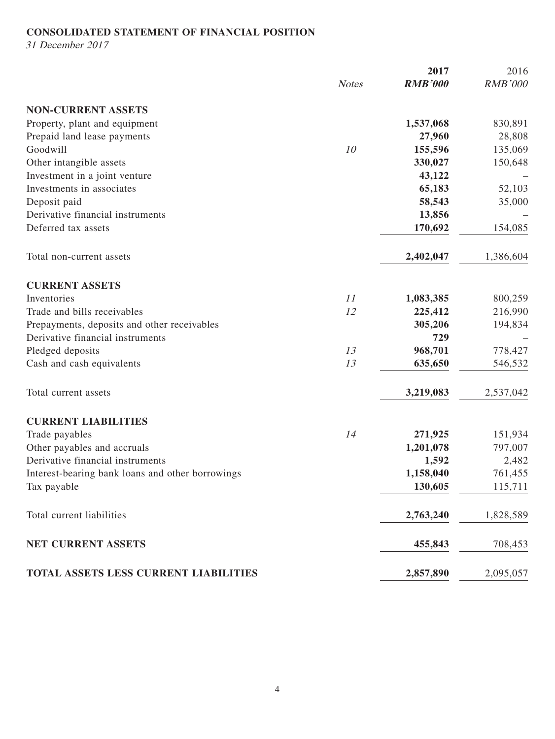**CONSOLIDATED STATEMENT OF FINANCIAL POSITION**

*31 December 2017*

| | *Notes* | **2017** | 2016 |
|---|---|---|---|
| | | ***RMB'000*** | *RMB'000* |
| **NON-CURRENT ASSETS** | | | |
| Property, plant and equipment | | **1,537,068** | 830,891 |
| Prepaid land lease payments | | **27,960** | 28,808 |
| Goodwill | *10* | **155,596** | 135,069 |
| Other intangible assets | | **330,027** | 150,648 |
| Investment in a joint venture | | **43,122** | – |
| Investments in associates | | **65,183** | 52,103 |
| Deposit paid | | **58,543** | 35,000 |
| Derivative financial instruments | | **13,856** | – |
| Deferred tax assets | | **170,692** | 154,085 |
| Total non-current assets | | **2,402,047** | 1,386,604 |
| **CURRENT ASSETS** | | | |
| Inventories | *11* | **1,083,385** | 800,259 |
| Trade and bills receivables | *12* | **225,412** | 216,990 |
| Prepayments, deposits and other receivables | | **305,206** | 194,834 |
| Derivative financial instruments | | **729** | – |
| Pledged deposits | *13* | **968,701** | 778,427 |
| Cash and cash equivalents | *13* | **635,650** | 546,532 |
| Total current assets | | **3,219,083** | 2,537,042 |
| **CURRENT LIABILITIES** | | | |
| Trade payables | *14* | **271,925** | 151,934 |
| Other payables and accruals | | **1,201,078** | 797,007 |
| Derivative financial instruments | | **1,592** | 2,482 |
| Interest-bearing bank loans and other borrowings | | **1,158,040** | 761,455 |
| Tax payable | | **130,605** | 115,711 |
| Total current liabilities | | **2,763,240** | 1,828,589 |
| **NET CURRENT ASSETS** | | **455,843** | 708,453 |
| **TOTAL ASSETS LESS CURRENT LIABILITIES** | | **2,857,890** | 2,095,057 |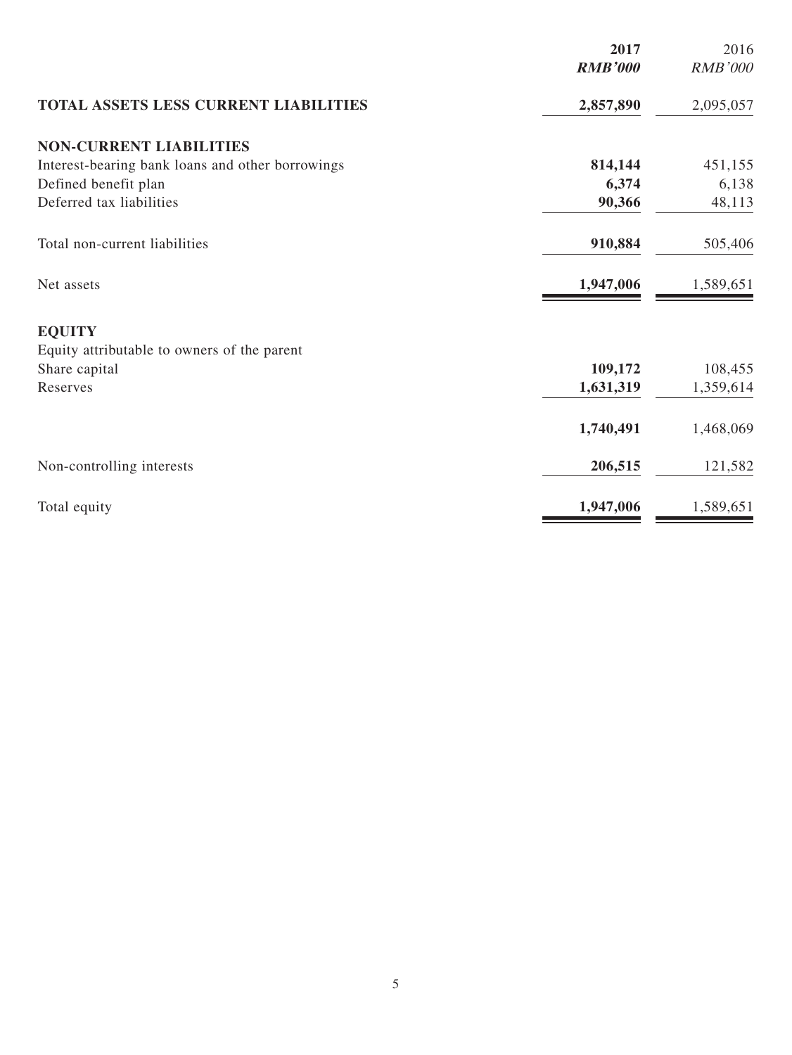| | 2017 | 2016 |
|---|---|---|
| | ***RMB'000*** | *RMB'000* |
| **TOTAL ASSETS LESS CURRENT LIABILITIES** | **2,857,890** | 2,095,057 |
| **NON-CURRENT LIABILITIES** | | |
| Interest-bearing bank loans and other borrowings | **814,144** | 451,155 |
| Defined benefit plan | **6,374** | 6,138 |
| Deferred tax liabilities | **90,366** | 48,113 |
| Total non-current liabilities | **910,884** | 505,406 |
| Net assets | **1,947,006** | 1,589,651 |
| **EQUITY** | | |
| Equity attributable to owners of the parent | | |
| Share capital | **109,172** | 108,455 |
| Reserves | **1,631,319** | 1,359,614 |
| | **1,740,491** | 1,468,069 |
| Non-controlling interests | **206,515** | 121,582 |
| Total equity | **1,947,006** | 1,589,651 |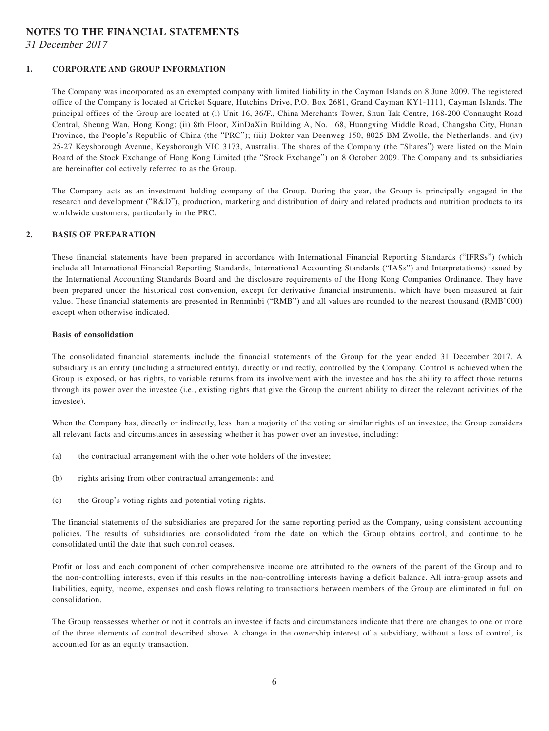# NOTES TO THE FINANCIAL STATEMENTS

*31 December 2017*

## 1. CORPORATE AND GROUP INFORMATION

The Company was incorporated as an exempted company with limited liability in the Cayman Islands on 8 June 2009. The registered office of the Company is located at Cricket Square, Hutchins Drive, P.O. Box 2681, Grand Cayman KY1-1111, Cayman Islands. The principal offices of the Group are located at (i) Unit 16, 36/F., China Merchants Tower, Shun Tak Centre, 168-200 Connaught Road Central, Sheung Wan, Hong Kong; (ii) 8th Floor, XinDaXin Building A, No. 168, Huangxing Middle Road, Changsha City, Hunan Province, the People's Republic of China (the "PRC"); (iii) Dokter van Deenweg 150, 8025 BM Zwolle, the Netherlands; and (iv) 25-27 Keysborough Avenue, Keysborough VIC 3173, Australia. The shares of the Company (the "Shares") were listed on the Main Board of the Stock Exchange of Hong Kong Limited (the "Stock Exchange") on 8 October 2009. The Company and its subsidiaries are hereinafter collectively referred to as the Group.

The Company acts as an investment holding company of the Group. During the year, the Group is principally engaged in the research and development ("R&D"), production, marketing and distribution of dairy and related products and nutrition products to its worldwide customers, particularly in the PRC.

## 2. BASIS OF PREPARATION

These financial statements have been prepared in accordance with International Financial Reporting Standards ("IFRSs") (which include all International Financial Reporting Standards, International Accounting Standards ("IASs") and Interpretations) issued by the International Accounting Standards Board and the disclosure requirements of the Hong Kong Companies Ordinance. They have been prepared under the historical cost convention, except for derivative financial instruments, which have been measured at fair value. These financial statements are presented in Renminbi ("RMB") and all values are rounded to the nearest thousand (RMB'000) except when otherwise indicated.

### Basis of consolidation

The consolidated financial statements include the financial statements of the Group for the year ended 31 December 2017. A subsidiary is an entity (including a structured entity), directly or indirectly, controlled by the Company. Control is achieved when the Group is exposed, or has rights, to variable returns from its involvement with the investee and has the ability to affect those returns through its power over the investee (i.e., existing rights that give the Group the current ability to direct the relevant activities of the investee).

When the Company has, directly or indirectly, less than a majority of the voting or similar rights of an investee, the Group considers all relevant facts and circumstances in assessing whether it has power over an investee, including:

(a) the contractual arrangement with the other vote holders of the investee;

(b) rights arising from other contractual arrangements; and

(c) the Group's voting rights and potential voting rights.

The financial statements of the subsidiaries are prepared for the same reporting period as the Company, using consistent accounting policies. The results of subsidiaries are consolidated from the date on which the Group obtains control, and continue to be consolidated until the date that such control ceases.

Profit or loss and each component of other comprehensive income are attributed to the owners of the parent of the Group and to the non-controlling interests, even if this results in the non-controlling interests having a deficit balance. All intra-group assets and liabilities, equity, income, expenses and cash flows relating to transactions between members of the Group are eliminated in full on consolidation.

The Group reassesses whether or not it controls an investee if facts and circumstances indicate that there are changes to one or more of the three elements of control described above. A change in the ownership interest of a subsidiary, without a loss of control, is accounted for as an equity transaction.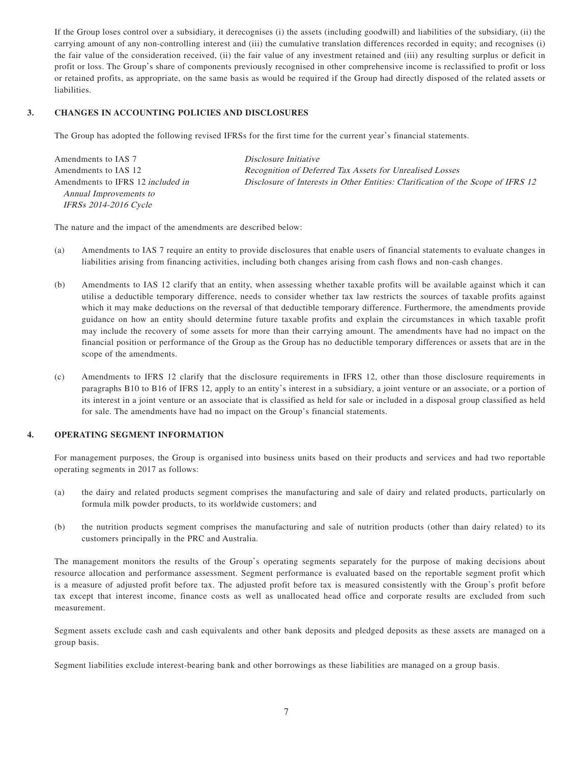If the Group loses control over a subsidiary, it derecognises (i) the assets (including goodwill) and liabilities of the subsidiary, (ii) the carrying amount of any non-controlling interest and (iii) the cumulative translation differences recorded in equity; and recognises (i) the fair value of the consideration received, (ii) the fair value of any investment retained and (iii) any resulting surplus or deficit in profit or loss. The Group's share of components previously recognised in other comprehensive income is reclassified to profit or loss or retained profits, as appropriate, on the same basis as would be required if the Group had directly disposed of the related assets or liabilities.

## 3. CHANGES IN ACCOUNTING POLICIES AND DISCLOSURES

The Group has adopted the following revised IFRSs for the first time for the current year's financial statements.

| | |
|---|---|
| Amendments to IAS 7 | *Disclosure Initiative* |
| Amendments to IAS 12 | *Recognition of Deferred Tax Assets for Unrealised Losses* |
| Amendments to IFRS 12 *included in Annual Improvements to IFRSs 2014-2016 Cycle* | *Disclosure of Interests in Other Entities: Clarification of the Scope of IFRS 12* |

The nature and the impact of the amendments are described below:

(a) Amendments to IAS 7 require an entity to provide disclosures that enable users of financial statements to evaluate changes in liabilities arising from financing activities, including both changes arising from cash flows and non-cash changes.

(b) Amendments to IAS 12 clarify that an entity, when assessing whether taxable profits will be available against which it can utilise a deductible temporary difference, needs to consider whether tax law restricts the sources of taxable profits against which it may make deductions on the reversal of that deductible temporary difference. Furthermore, the amendments provide guidance on how an entity should determine future taxable profits and explain the circumstances in which taxable profit may include the recovery of some assets for more than their carrying amount. The amendments have had no impact on the financial position or performance of the Group as the Group has no deductible temporary differences or assets that are in the scope of the amendments.

(c) Amendments to IFRS 12 clarify that the disclosure requirements in IFRS 12, other than those disclosure requirements in paragraphs B10 to B16 of IFRS 12, apply to an entity's interest in a subsidiary, a joint venture or an associate, or a portion of its interest in a joint venture or an associate that is classified as held for sale or included in a disposal group classified as held for sale. The amendments have had no impact on the Group's financial statements.

## 4. OPERATING SEGMENT INFORMATION

For management purposes, the Group is organised into business units based on their products and services and had two reportable operating segments in 2017 as follows:

(a) the dairy and related products segment comprises the manufacturing and sale of dairy and related products, particularly on formula milk powder products, to its worldwide customers; and

(b) the nutrition products segment comprises the manufacturing and sale of nutrition products (other than dairy related) to its customers principally in the PRC and Australia.

The management monitors the results of the Group's operating segments separately for the purpose of making decisions about resource allocation and performance assessment. Segment performance is evaluated based on the reportable segment profit which is a measure of adjusted profit before tax. The adjusted profit before tax is measured consistently with the Group's profit before tax except that interest income, finance costs as well as unallocated head office and corporate results are excluded from such measurement.

Segment assets exclude cash and cash equivalents and other bank deposits and pledged deposits as these assets are managed on a group basis.

Segment liabilities exclude interest-bearing bank and other borrowings as these liabilities are managed on a group basis.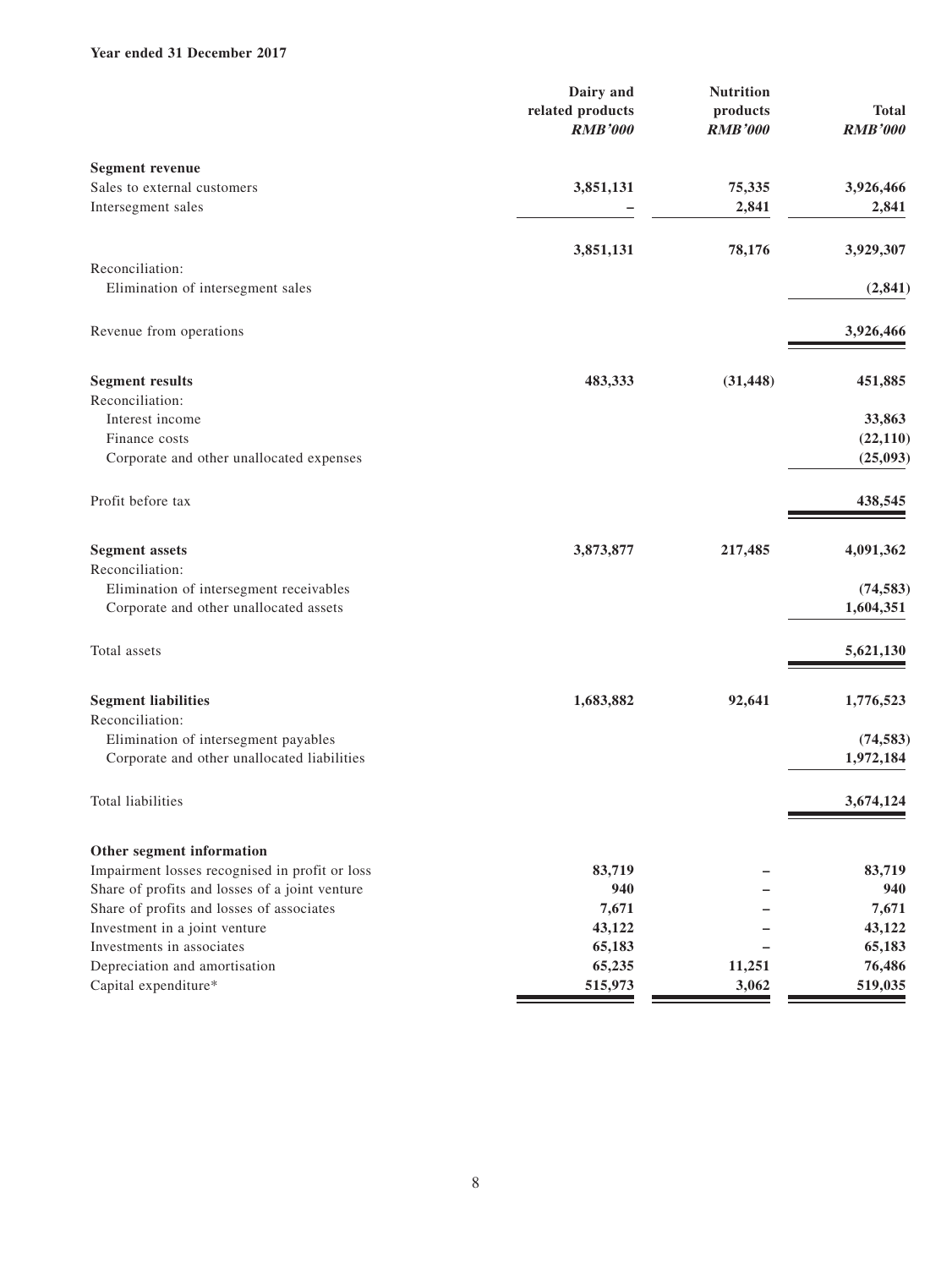**Year ended 31 December 2017**

| | Dairy and related products *RMB'000* | Nutrition products *RMB'000* | Total *RMB'000* |
|---|---|---|---|
| **Segment revenue** | | | |
| Sales to external customers | 3,851,131 | 75,335 | 3,926,466 |
| Intersegment sales | – | 2,841 | 2,841 |
| | 3,851,131 | 78,176 | 3,929,307 |
| Reconciliation: | | | |
| Elimination of intersegment sales | | | (2,841) |
| Revenue from operations | | | 3,926,466 |
| **Segment results** | 483,333 | (31,448) | 451,885 |
| Reconciliation: | | | |
| Interest income | | | 33,863 |
| Finance costs | | | (22,110) |
| Corporate and other unallocated expenses | | | (25,093) |
| Profit before tax | | | 438,545 |
| **Segment assets** | 3,873,877 | 217,485 | 4,091,362 |
| Reconciliation: | | | |
| Elimination of intersegment receivables | | | (74,583) |
| Corporate and other unallocated assets | | | 1,604,351 |
| Total assets | | | 5,621,130 |
| **Segment liabilities** | 1,683,882 | 92,641 | 1,776,523 |
| Reconciliation: | | | |
| Elimination of intersegment payables | | | (74,583) |
| Corporate and other unallocated liabilities | | | 1,972,184 |
| Total liabilities | | | 3,674,124 |
| **Other segment information** | | | |
| Impairment losses recognised in profit or loss | 83,719 | – | 83,719 |
| Share of profits and losses of a joint venture | 940 | – | 940 |
| Share of profits and losses of associates | 7,671 | – | 7,671 |
| Investment in a joint venture | 43,122 | – | 43,122 |
| Investments in associates | 65,183 | – | 65,183 |
| Depreciation and amortisation | 65,235 | 11,251 | 76,486 |
| Capital expenditure* | 515,973 | 3,062 | 519,035 |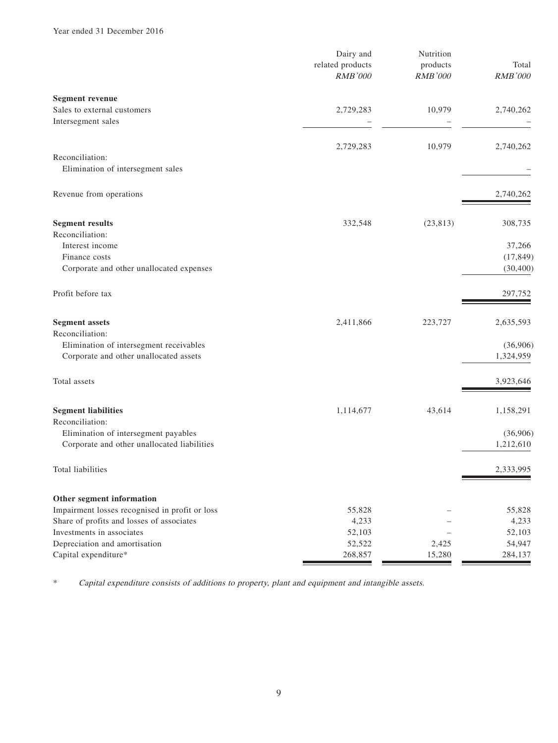Year ended 31 December 2016

| | Dairy and related products *RMB'000* | Nutrition products *RMB'000* | Total *RMB'000* |
|---|---|---|---|
| **Segment revenue** | | | |
| Sales to external customers | 2,729,283 | 10,979 | 2,740,262 |
| Intersegment sales | – | – | – |
| | 2,729,283 | 10,979 | 2,740,262 |
| Reconciliation: | | | |
| Elimination of intersegment sales | | | – |
| Revenue from operations | | | 2,740,262 |
| **Segment results** | 332,548 | (23,813) | 308,735 |
| Reconciliation: | | | |
| Interest income | | | 37,266 |
| Finance costs | | | (17,849) |
| Corporate and other unallocated expenses | | | (30,400) |
| Profit before tax | | | 297,752 |
| **Segment assets** | 2,411,866 | 223,727 | 2,635,593 |
| Reconciliation: | | | |
| Elimination of intersegment receivables | | | (36,906) |
| Corporate and other unallocated assets | | | 1,324,959 |
| Total assets | | | 3,923,646 |
| **Segment liabilities** | 1,114,677 | 43,614 | 1,158,291 |
| Reconciliation: | | | |
| Elimination of intersegment payables | | | (36,906) |
| Corporate and other unallocated liabilities | | | 1,212,610 |
| Total liabilities | | | 2,333,995 |
| **Other segment information** | | | |
| Impairment losses recognised in profit or loss | 55,828 | – | 55,828 |
| Share of profits and losses of associates | 4,233 | – | 4,233 |
| Investments in associates | 52,103 | – | 52,103 |
| Depreciation and amortisation | 52,522 | 2,425 | 54,947 |
| Capital expenditure* | 268,857 | 15,280 | 284,137 |

\* *Capital expenditure consists of additions to property, plant and equipment and intangible assets.*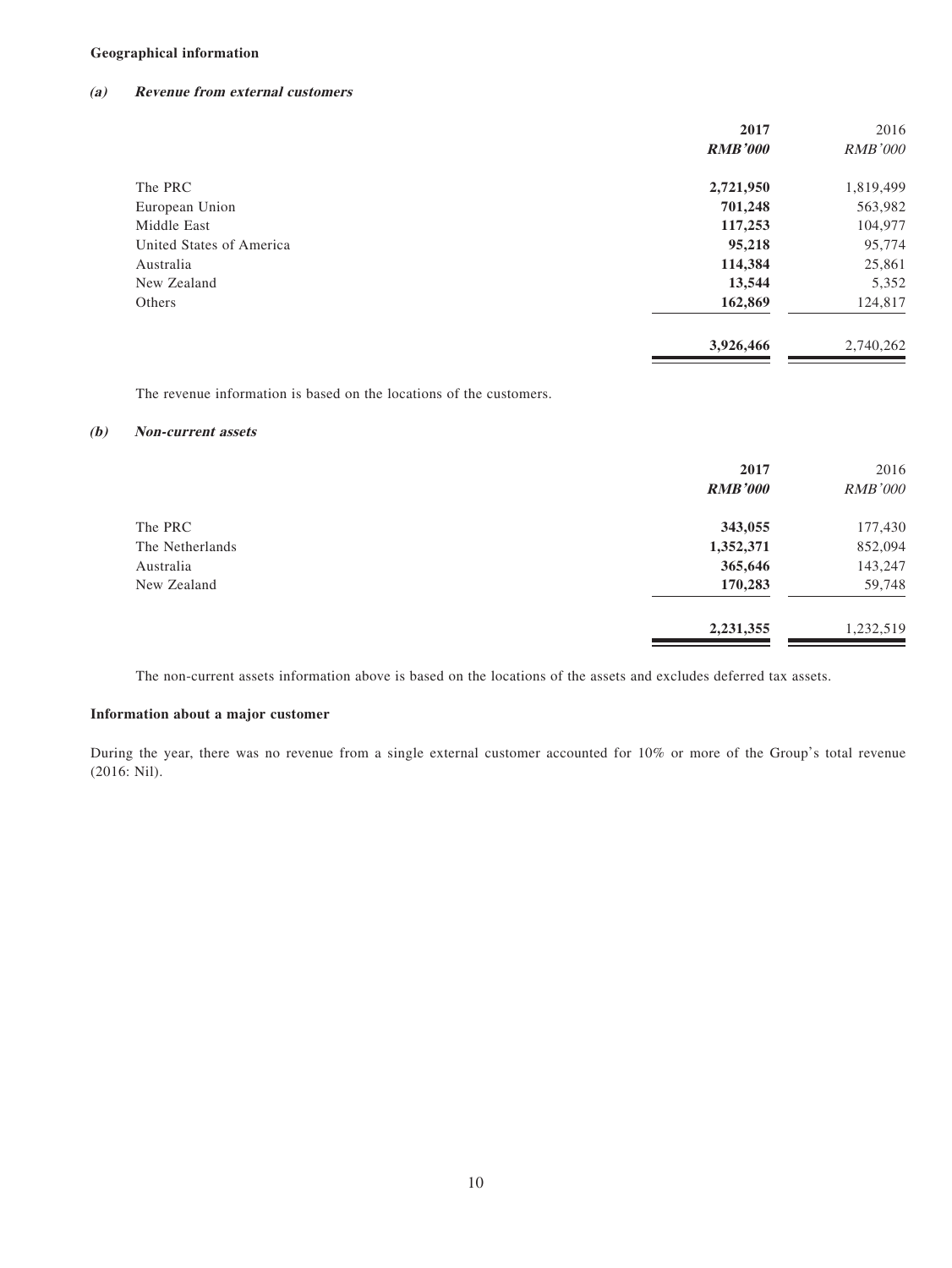**Geographical information**

***(a) Revenue from external customers***

| | **2017** | 2016 |
|---|---|---|
| | ***RMB'000*** | *RMB'000* |
| The PRC | **2,721,950** | 1,819,499 |
| European Union | **701,248** | 563,982 |
| Middle East | **117,253** | 104,977 |
| United States of America | **95,218** | 95,774 |
| Australia | **114,384** | 25,861 |
| New Zealand | **13,544** | 5,352 |
| Others | **162,869** | 124,817 |
| | **3,926,466** | 2,740,262 |

The revenue information is based on the locations of the customers.

***(b) Non-current assets***

| | **2017** | 2016 |
|---|---|---|
| | ***RMB'000*** | *RMB'000* |
| The PRC | **343,055** | 177,430 |
| The Netherlands | **1,352,371** | 852,094 |
| Australia | **365,646** | 143,247 |
| New Zealand | **170,283** | 59,748 |
| | **2,231,355** | 1,232,519 |

The non-current assets information above is based on the locations of the assets and excludes deferred tax assets.

**Information about a major customer**

During the year, there was no revenue from a single external customer accounted for 10% or more of the Group's total revenue (2016: Nil).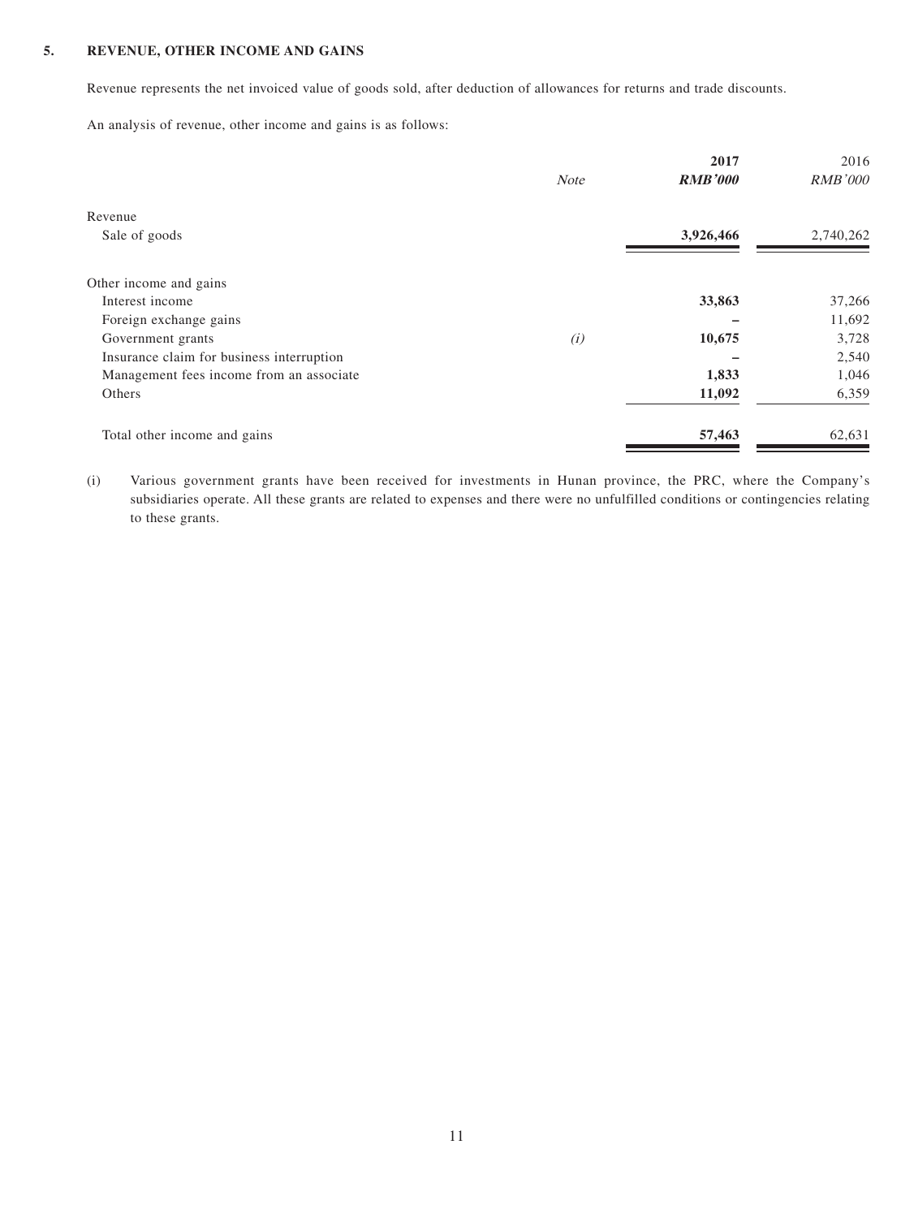## 5. REVENUE, OTHER INCOME AND GAINS

Revenue represents the net invoiced value of goods sold, after deduction of allowances for returns and trade discounts.

An analysis of revenue, other income and gains is as follows:

| | *Note* | **2017** | 2016 |
|---|---|---|---|
| | | ***RMB'000*** | *RMB'000* |
| Revenue | | | |
| Sale of goods | | **3,926,466** | 2,740,262 |
| Other income and gains | | | |
| Interest income | | **33,863** | 37,266 |
| Foreign exchange gains | | **–** | 11,692 |
| Government grants | *(i)* | **10,675** | 3,728 |
| Insurance claim for business interruption | | **–** | 2,540 |
| Management fees income from an associate | | **1,833** | 1,046 |
| Others | | **11,092** | 6,359 |
| Total other income and gains | | **57,463** | 62,631 |

(i) Various government grants have been received for investments in Hunan province, the PRC, where the Company's subsidiaries operate. All these grants are related to expenses and there were no unfulfilled conditions or contingencies relating to these grants.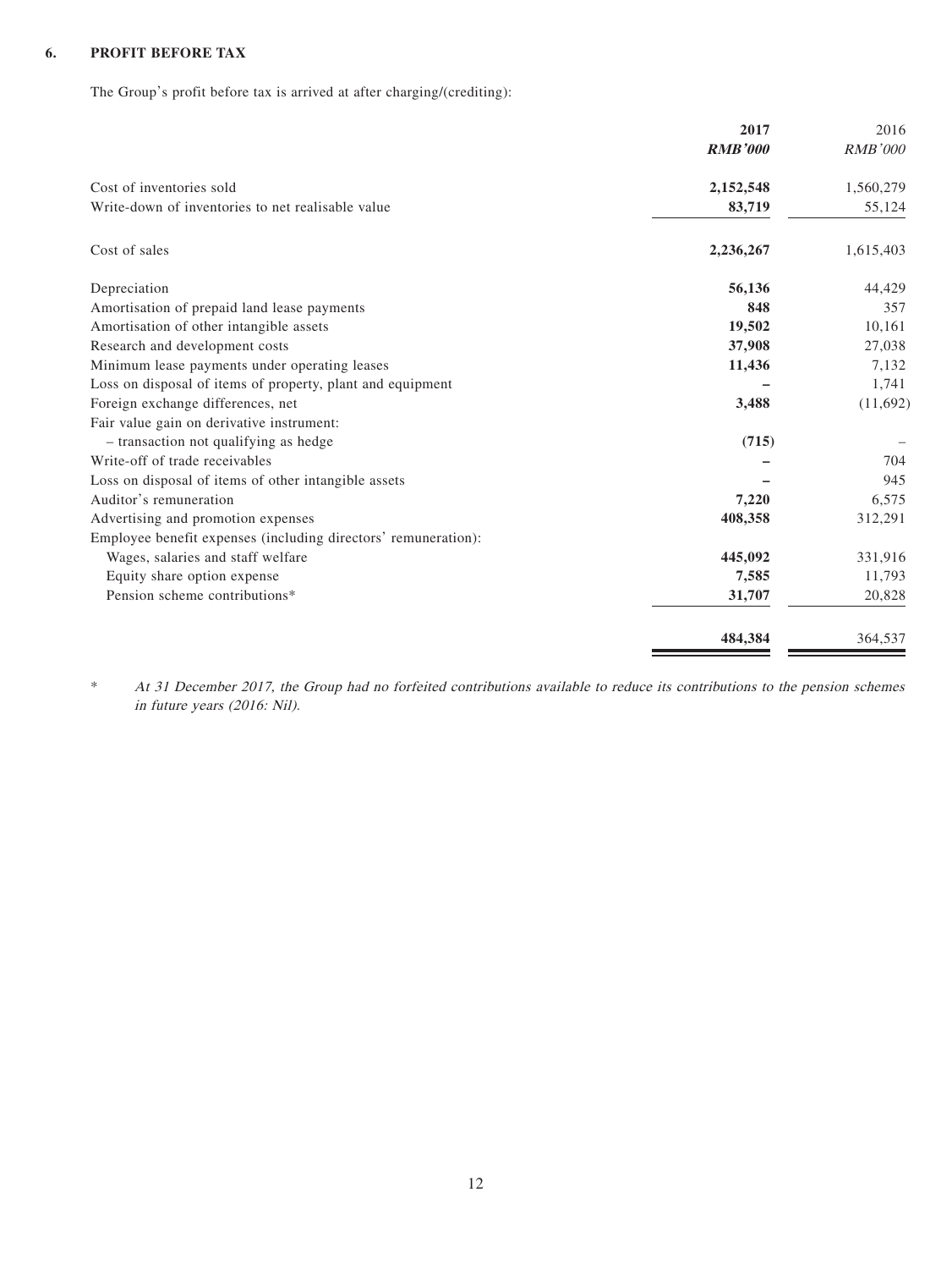### 6. PROFIT BEFORE TAX

The Group's profit before tax is arrived at after charging/(crediting):

| | 2017 | 2016 |
|---|---|---|
| | ***RMB'000*** | *RMB'000* |
| Cost of inventories sold | **2,152,548** | 1,560,279 |
| Write-down of inventories to net realisable value | **83,719** | 55,124 |
| Cost of sales | **2,236,267** | 1,615,403 |
| Depreciation | **56,136** | 44,429 |
| Amortisation of prepaid land lease payments | **848** | 357 |
| Amortisation of other intangible assets | **19,502** | 10,161 |
| Research and development costs | **37,908** | 27,038 |
| Minimum lease payments under operating leases | **11,436** | 7,132 |
| Loss on disposal of items of property, plant and equipment | **–** | 1,741 |
| Foreign exchange differences, net | **3,488** | (11,692) |
| Fair value gain on derivative instrument: | | |
| – transaction not qualifying as hedge | **(715)** | – |
| Write-off of trade receivables | **–** | 704 |
| Loss on disposal of items of other intangible assets | **–** | 945 |
| Auditor's remuneration | **7,220** | 6,575 |
| Advertising and promotion expenses | **408,358** | 312,291 |
| Employee benefit expenses (including directors' remuneration): | | |
| Wages, salaries and staff welfare | **445,092** | 331,916 |
| Equity share option expense | **7,585** | 11,793 |
| Pension scheme contributions* | **31,707** | 20,828 |
| | **484,384** | 364,537 |

\* *At 31 December 2017, the Group had no forfeited contributions available to reduce its contributions to the pension schemes in future years (2016: Nil).*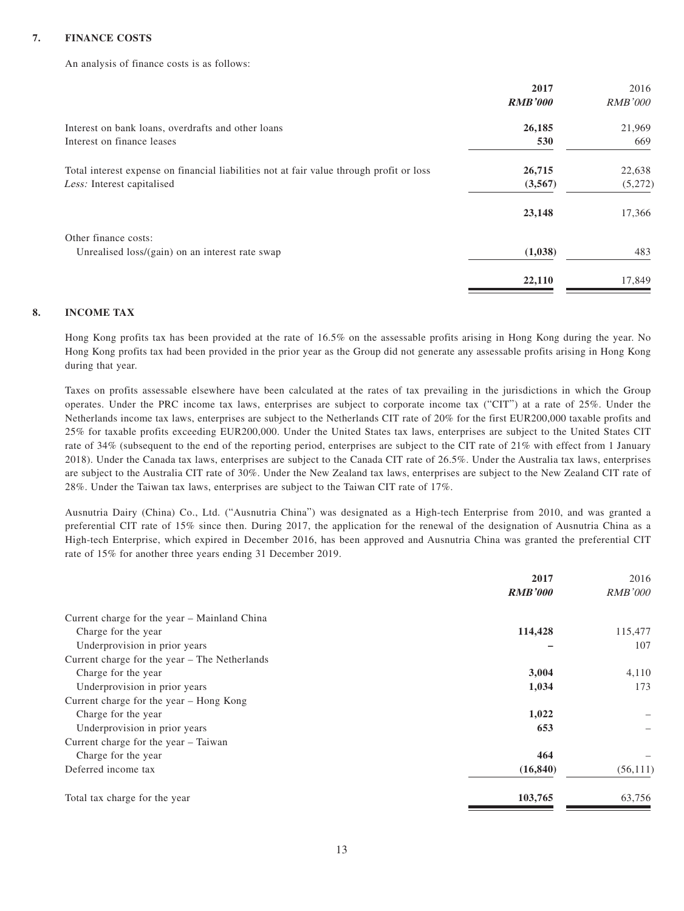## 7. FINANCE COSTS

An analysis of finance costs is as follows:

| | 2017 | 2016 |
|---|---|---|
| | ***RMB'000*** | *RMB'000* |
| Interest on bank loans, overdrafts and other loans | **26,185** | 21,969 |
| Interest on finance leases | **530** | 669 |
| Total interest expense on financial liabilities not at fair value through profit or loss | **26,715** | 22,638 |
| *Less:* Interest capitalised | **(3,567)** | (5,272) |
| | **23,148** | 17,366 |
| Other finance costs: | | |
| Unrealised loss/(gain) on an interest rate swap | **(1,038)** | 483 |
| | **22,110** | 17,849 |

## 8. INCOME TAX

Hong Kong profits tax has been provided at the rate of 16.5% on the assessable profits arising in Hong Kong during the year. No Hong Kong profits tax had been provided in the prior year as the Group did not generate any assessable profits arising in Hong Kong during that year.

Taxes on profits assessable elsewhere have been calculated at the rates of tax prevailing in the jurisdictions in which the Group operates. Under the PRC income tax laws, enterprises are subject to corporate income tax ("CIT") at a rate of 25%. Under the Netherlands income tax laws, enterprises are subject to the Netherlands CIT rate of 20% for the first EUR200,000 taxable profits and 25% for taxable profits exceeding EUR200,000. Under the United States tax laws, enterprises are subject to the United States CIT rate of 34% (subsequent to the end of the reporting period, enterprises are subject to the CIT rate of 21% with effect from 1 January 2018). Under the Canada tax laws, enterprises are subject to the Canada CIT rate of 26.5%. Under the Australia tax laws, enterprises are subject to the Australia CIT rate of 30%. Under the New Zealand tax laws, enterprises are subject to the New Zealand CIT rate of 28%. Under the Taiwan tax laws, enterprises are subject to the Taiwan CIT rate of 17%.

Ausnutria Dairy (China) Co., Ltd. ("Ausnutria China") was designated as a High-tech Enterprise from 2010, and was granted a preferential CIT rate of 15% since then. During 2017, the application for the renewal of the designation of Ausnutria China as a High-tech Enterprise, which expired in December 2016, has been approved and Ausnutria China was granted the preferential CIT rate of 15% for another three years ending 31 December 2019.

| | 2017 | 2016 |
|---|---|---|
| | ***RMB'000*** | *RMB'000* |
| Current charge for the year – Mainland China | | |
| Charge for the year | **114,428** | 115,477 |
| Underprovision in prior years | **–** | 107 |
| Current charge for the year – The Netherlands | | |
| Charge for the year | **3,004** | 4,110 |
| Underprovision in prior years | **1,034** | 173 |
| Current charge for the year – Hong Kong | | |
| Charge for the year | **1,022** | – |
| Underprovision in prior years | **653** | – |
| Current charge for the year – Taiwan | | |
| Charge for the year | **464** | – |
| Deferred income tax | **(16,840)** | (56,111) |
| Total tax charge for the year | **103,765** | 63,756 |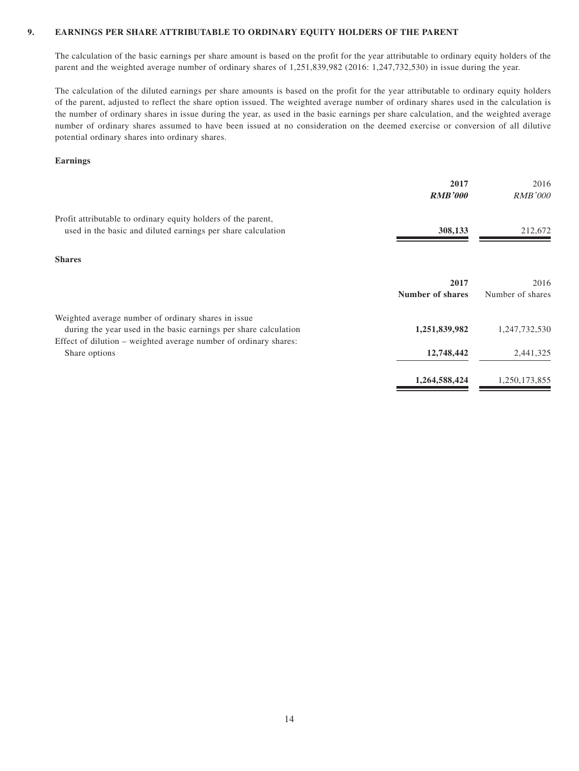## 9. EARNINGS PER SHARE ATTRIBUTABLE TO ORDINARY EQUITY HOLDERS OF THE PARENT

The calculation of the basic earnings per share amount is based on the profit for the year attributable to ordinary equity holders of the parent and the weighted average number of ordinary shares of 1,251,839,982 (2016: 1,247,732,530) in issue during the year.

The calculation of the diluted earnings per share amounts is based on the profit for the year attributable to ordinary equity holders of the parent, adjusted to reflect the share option issued. The weighted average number of ordinary shares used in the calculation is the number of ordinary shares in issue during the year, as used in the basic earnings per share calculation, and the weighted average number of ordinary shares assumed to have been issued at no consideration on the deemed exercise or conversion of all dilutive potential ordinary shares into ordinary shares.

**Earnings**

| | **2017** | 2016 |
|---|---|---|
| | ***RMB'000*** | *RMB'000* |
| Profit attributable to ordinary equity holders of the parent, used in the basic and diluted earnings per share calculation | **308,133** | 212,672 |

**Shares**

| | **2017** | 2016 |
|---|---|---|
| | **Number of shares** | Number of shares |
| Weighted average number of ordinary shares in issue during the year used in the basic earnings per share calculation | **1,251,839,982** | 1,247,732,530 |
| Effect of dilution – weighted average number of ordinary shares: | | |
| Share options | **12,748,442** | 2,441,325 |
| | **1,264,588,424** | 1,250,173,855 |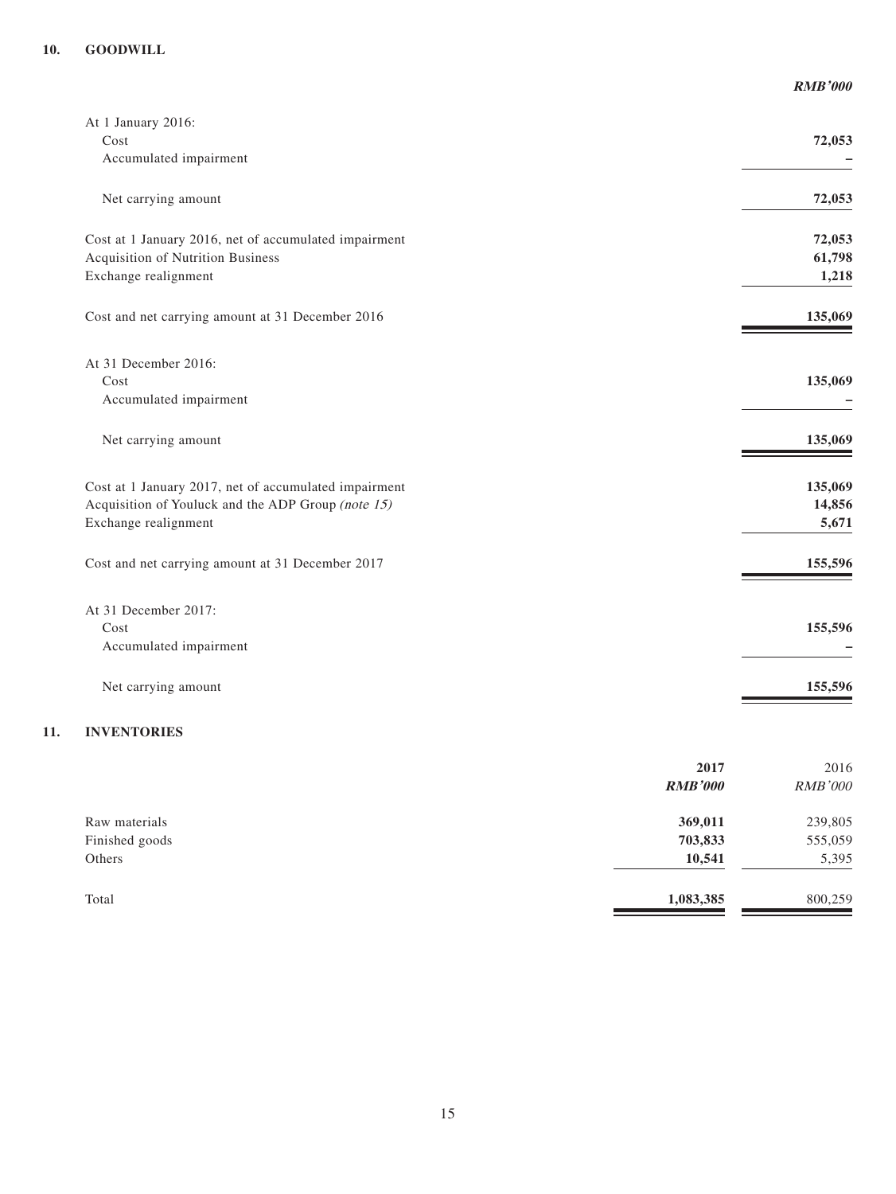## 10. GOODWILL

| | ***RMB'000*** |
|---|---|
| At 1 January 2016: | |
| Cost | **72,053** |
| Accumulated impairment | **–** |
| Net carrying amount | **72,053** |
| Cost at 1 January 2016, net of accumulated impairment | **72,053** |
| Acquisition of Nutrition Business | **61,798** |
| Exchange realignment | **1,218** |
| Cost and net carrying amount at 31 December 2016 | **135,069** |
| At 31 December 2016: | |
| Cost | **135,069** |
| Accumulated impairment | **–** |
| Net carrying amount | **135,069** |
| Cost at 1 January 2017, net of accumulated impairment | **135,069** |
| Acquisition of Youluck and the ADP Group *(note 15)* | **14,856** |
| Exchange realignment | **5,671** |
| Cost and net carrying amount at 31 December 2017 | **155,596** |
| At 31 December 2017: | |
| Cost | **155,596** |
| Accumulated impairment | **–** |
| Net carrying amount | **155,596** |

## 11. INVENTORIES

| | **2017** | 2016 |
|---|---|---|
| | ***RMB'000*** | *RMB'000* |
| Raw materials | **369,011** | 239,805 |
| Finished goods | **703,833** | 555,059 |
| Others | **10,541** | 5,395 |
| Total | **1,083,385** | 800,259 |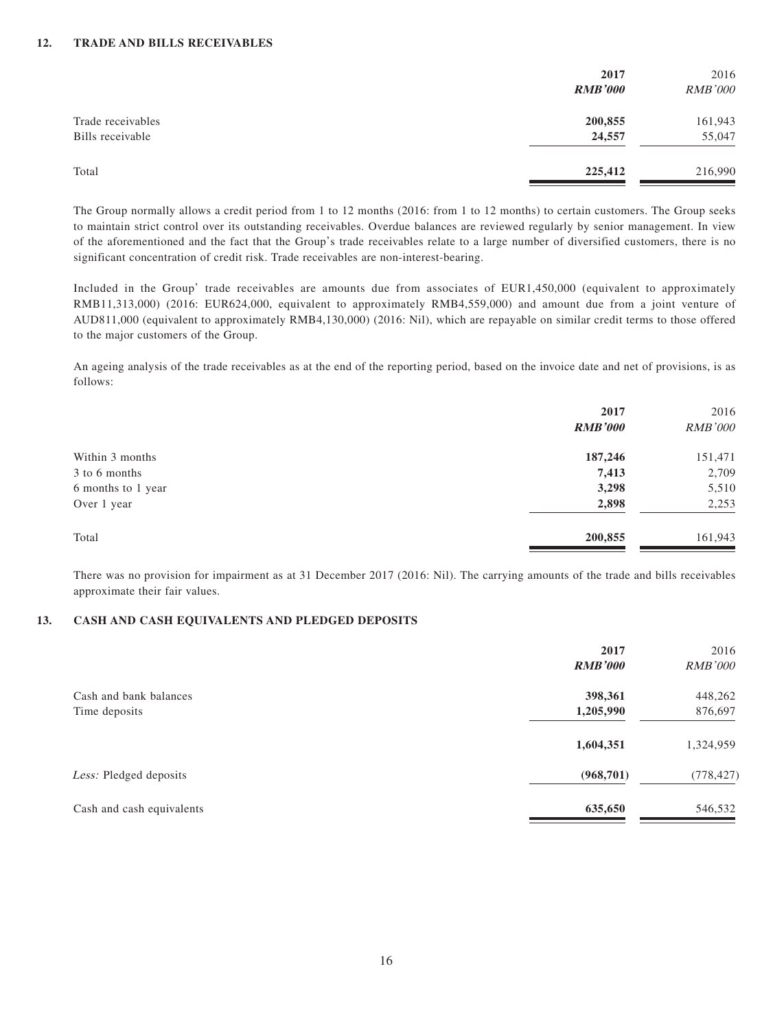## 12. TRADE AND BILLS RECEIVABLES

| | 2017 | 2016 |
|---|---|---|
| | ***RMB'000*** | *RMB'000* |
| Trade receivables | **200,855** | 161,943 |
| Bills receivable | **24,557** | 55,047 |
| Total | **225,412** | 216,990 |

The Group normally allows a credit period from 1 to 12 months (2016: from 1 to 12 months) to certain customers. The Group seeks to maintain strict control over its outstanding receivables. Overdue balances are reviewed regularly by senior management. In view of the aforementioned and the fact that the Group's trade receivables relate to a large number of diversified customers, there is no significant concentration of credit risk. Trade receivables are non-interest-bearing.

Included in the Group' trade receivables are amounts due from associates of EUR1,450,000 (equivalent to approximately RMB11,313,000) (2016: EUR624,000, equivalent to approximately RMB4,559,000) and amount due from a joint venture of AUD811,000 (equivalent to approximately RMB4,130,000) (2016: Nil), which are repayable on similar credit terms to those offered to the major customers of the Group.

An ageing analysis of the trade receivables as at the end of the reporting period, based on the invoice date and net of provisions, is as follows:

| | 2017 | 2016 |
|---|---|---|
| | ***RMB'000*** | *RMB'000* |
| Within 3 months | **187,246** | 151,471 |
| 3 to 6 months | **7,413** | 2,709 |
| 6 months to 1 year | **3,298** | 5,510 |
| Over 1 year | **2,898** | 2,253 |
| Total | **200,855** | 161,943 |

There was no provision for impairment as at 31 December 2017 (2016: Nil). The carrying amounts of the trade and bills receivables approximate their fair values.

## 13. CASH AND CASH EQUIVALENTS AND PLEDGED DEPOSITS

| | 2017 | 2016 |
|---|---|---|
| | ***RMB'000*** | *RMB'000* |
| Cash and bank balances | **398,361** | 448,262 |
| Time deposits | **1,205,990** | 876,697 |
| | **1,604,351** | 1,324,959 |
| *Less:* Pledged deposits | **(968,701)** | (778,427) |
| Cash and cash equivalents | **635,650** | 546,532 |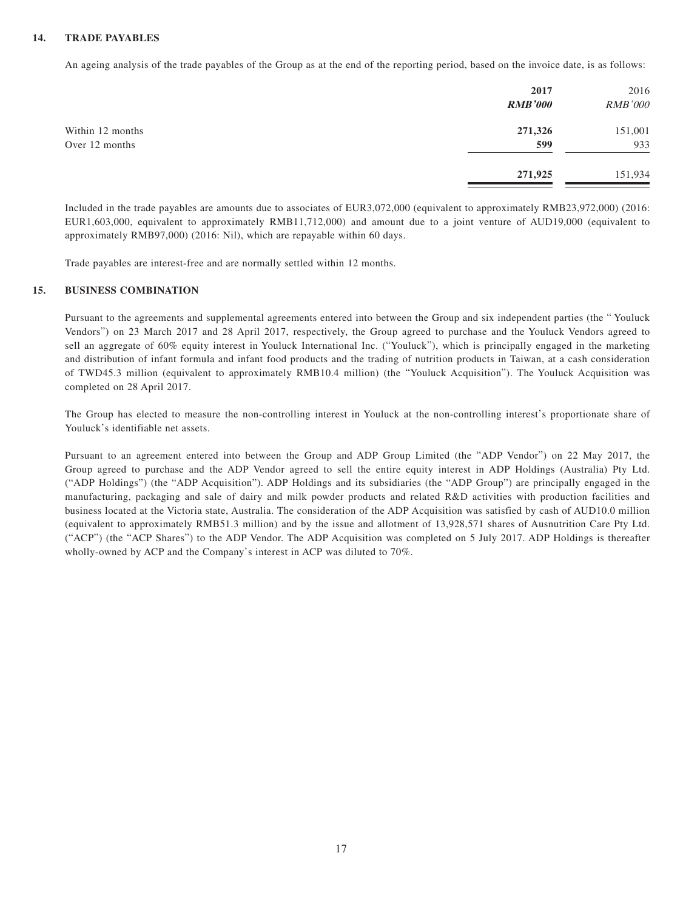## 14. TRADE PAYABLES

An ageing analysis of the trade payables of the Group as at the end of the reporting period, based on the invoice date, is as follows:

| | **2017** | 2016 |
|---|---|---|
| | ***RMB'000*** | *RMB'000* |
| Within 12 months | **271,326** | 151,001 |
| Over 12 months | **599** | 933 |
| | **271,925** | 151,934 |

Included in the trade payables are amounts due to associates of EUR3,072,000 (equivalent to approximately RMB23,972,000) (2016: EUR1,603,000, equivalent to approximately RMB11,712,000) and amount due to a joint venture of AUD19,000 (equivalent to approximately RMB97,000) (2016: Nil), which are repayable within 60 days.

Trade payables are interest-free and are normally settled within 12 months.

## 15. BUSINESS COMBINATION

Pursuant to the agreements and supplemental agreements entered into between the Group and six independent parties (the " Youluck Vendors") on 23 March 2017 and 28 April 2017, respectively, the Group agreed to purchase and the Youluck Vendors agreed to sell an aggregate of 60% equity interest in Youluck International Inc. ("Youluck"), which is principally engaged in the marketing and distribution of infant formula and infant food products and the trading of nutrition products in Taiwan, at a cash consideration of TWD45.3 million (equivalent to approximately RMB10.4 million) (the "Youluck Acquisition"). The Youluck Acquisition was completed on 28 April 2017.

The Group has elected to measure the non-controlling interest in Youluck at the non-controlling interest's proportionate share of Youluck's identifiable net assets.

Pursuant to an agreement entered into between the Group and ADP Group Limited (the "ADP Vendor") on 22 May 2017, the Group agreed to purchase and the ADP Vendor agreed to sell the entire equity interest in ADP Holdings (Australia) Pty Ltd. ("ADP Holdings") (the "ADP Acquisition"). ADP Holdings and its subsidiaries (the "ADP Group") are principally engaged in the manufacturing, packaging and sale of dairy and milk powder products and related R&D activities with production facilities and business located at the Victoria state, Australia. The consideration of the ADP Acquisition was satisfied by cash of AUD10.0 million (equivalent to approximately RMB51.3 million) and by the issue and allotment of 13,928,571 shares of Ausnutrition Care Pty Ltd. ("ACP") (the "ACP Shares") to the ADP Vendor. The ADP Acquisition was completed on 5 July 2017. ADP Holdings is thereafter wholly-owned by ACP and the Company's interest in ACP was diluted to 70%.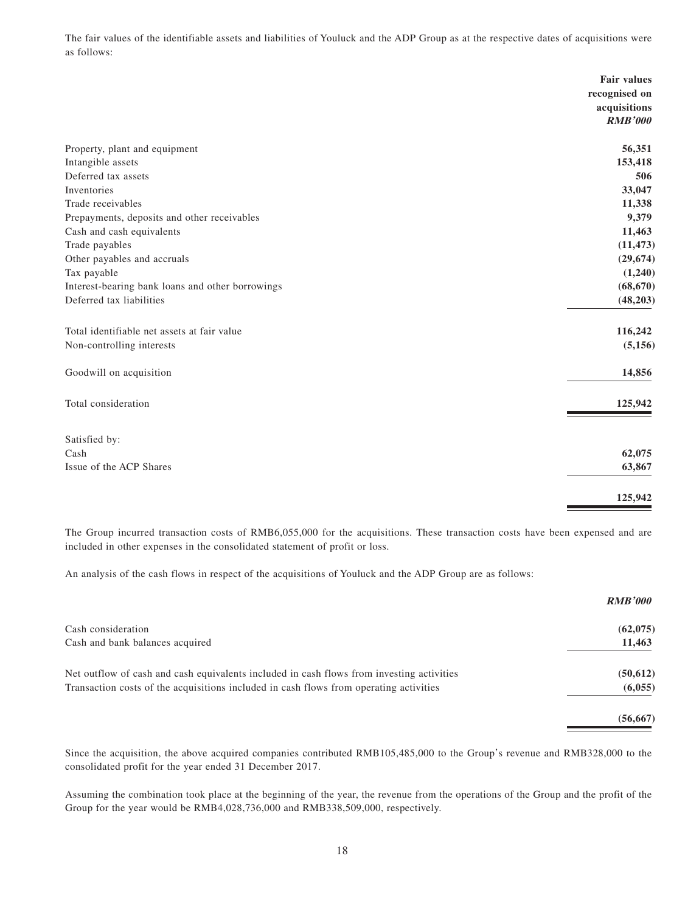The fair values of the identifiable assets and liabilities of Youluck and the ADP Group as at the respective dates of acquisitions were as follows:

| | Fair values recognised on acquisitions *RMB'000* |
|---|---|
| Property, plant and equipment | **56,351** |
| Intangible assets | **153,418** |
| Deferred tax assets | **506** |
| Inventories | **33,047** |
| Trade receivables | **11,338** |
| Prepayments, deposits and other receivables | **9,379** |
| Cash and cash equivalents | **11,463** |
| Trade payables | **(11,473)** |
| Other payables and accruals | **(29,674)** |
| Tax payable | **(1,240)** |
| Interest-bearing bank loans and other borrowings | **(68,670)** |
| Deferred tax liabilities | **(48,203)** |
| Total identifiable net assets at fair value | **116,242** |
| Non-controlling interests | **(5,156)** |
| Goodwill on acquisition | **14,856** |
| Total consideration | **125,942** |
| Satisfied by: | |
| Cash | **62,075** |
| Issue of the ACP Shares | **63,867** |
| | **125,942** |

The Group incurred transaction costs of RMB6,055,000 for the acquisitions. These transaction costs have been expensed and are included in other expenses in the consolidated statement of profit or loss.

An analysis of the cash flows in respect of the acquisitions of Youluck and the ADP Group are as follows:

| | *RMB'000* |
|---|---|
| Cash consideration | **(62,075)** |
| Cash and bank balances acquired | **11,463** |
| Net outflow of cash and cash equivalents included in cash flows from investing activities | **(50,612)** |
| Transaction costs of the acquisitions included in cash flows from operating activities | **(6,055)** |
| | **(56,667)** |

Since the acquisition, the above acquired companies contributed RMB105,485,000 to the Group's revenue and RMB328,000 to the consolidated profit for the year ended 31 December 2017.

Assuming the combination took place at the beginning of the year, the revenue from the operations of the Group and the profit of the Group for the year would be RMB4,028,736,000 and RMB338,509,000, respectively.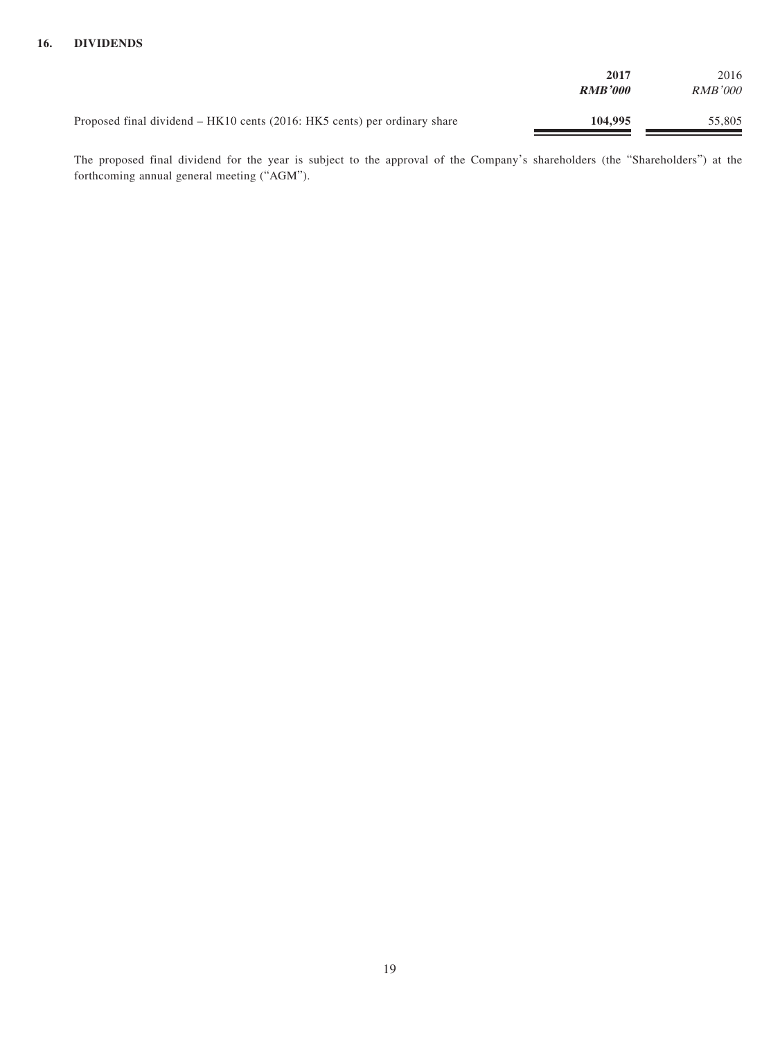## 16. DIVIDENDS

| | **2017** | 2016 |
|---|---|---|
| | ***RMB'000*** | *RMB'000* |
| Proposed final dividend – HK10 cents (2016: HK5 cents) per ordinary share | **104,995** | 55,805 |

The proposed final dividend for the year is subject to the approval of the Company's shareholders (the "Shareholders") at the forthcoming annual general meeting ("AGM").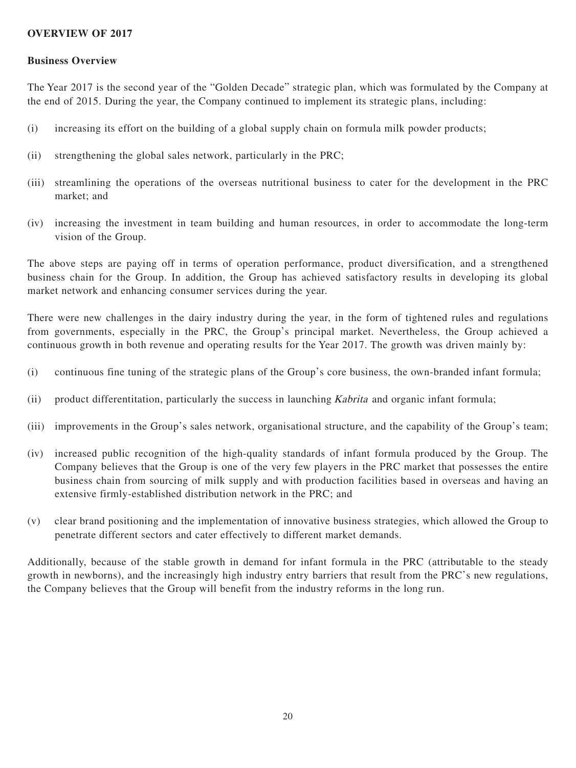## OVERVIEW OF 2017

### Business Overview

The Year 2017 is the second year of the "Golden Decade" strategic plan, which was formulated by the Company at the end of 2015. During the year, the Company continued to implement its strategic plans, including:

(i) increasing its effort on the building of a global supply chain on formula milk powder products;

(ii) strengthening the global sales network, particularly in the PRC;

(iii) streamlining the operations of the overseas nutritional business to cater for the development in the PRC market; and

(iv) increasing the investment in team building and human resources, in order to accommodate the long-term vision of the Group.

The above steps are paying off in terms of operation performance, product diversification, and a strengthened business chain for the Group. In addition, the Group has achieved satisfactory results in developing its global market network and enhancing consumer services during the year.

There were new challenges in the dairy industry during the year, in the form of tightened rules and regulations from governments, especially in the PRC, the Group's principal market. Nevertheless, the Group achieved a continuous growth in both revenue and operating results for the Year 2017. The growth was driven mainly by:

(i) continuous fine tuning of the strategic plans of the Group's core business, the own-branded infant formula;

(ii) product differentitation, particularly the success in launching *Kabrita* and organic infant formula;

(iii) improvements in the Group's sales network, organisational structure, and the capability of the Group's team;

(iv) increased public recognition of the high-quality standards of infant formula produced by the Group. The Company believes that the Group is one of the very few players in the PRC market that possesses the entire business chain from sourcing of milk supply and with production facilities based in overseas and having an extensive firmly-established distribution network in the PRC; and

(v) clear brand positioning and the implementation of innovative business strategies, which allowed the Group to penetrate different sectors and cater effectively to different market demands.

Additionally, because of the stable growth in demand for infant formula in the PRC (attributable to the steady growth in newborns), and the increasingly high industry entry barriers that result from the PRC's new regulations, the Company believes that the Group will benefit from the industry reforms in the long run.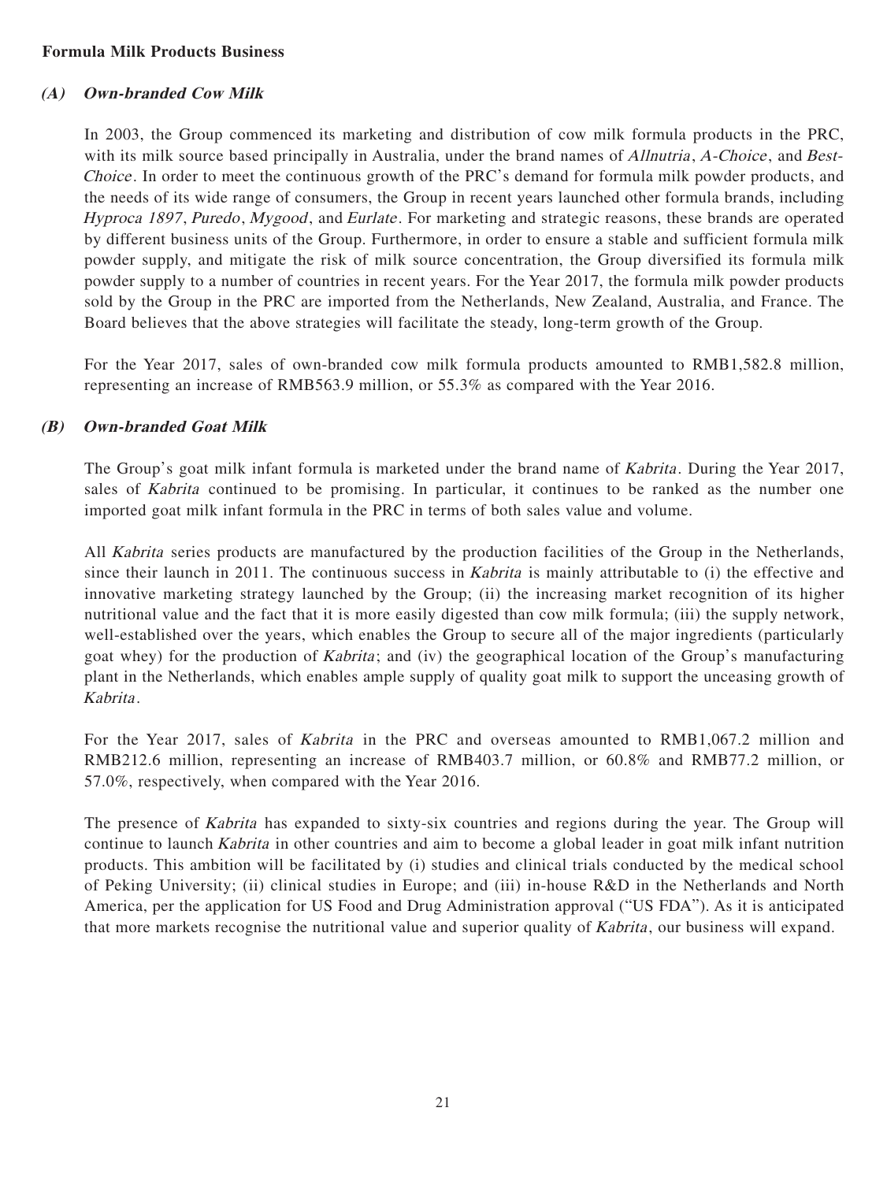**Formula Milk Products Business**

### *(A) Own-branded Cow Milk*

In 2003, the Group commenced its marketing and distribution of cow milk formula products in the PRC, with its milk source based principally in Australia, under the brand names of *Allnutria*, *A-Choice*, and *Best-Choice*. In order to meet the continuous growth of the PRC's demand for formula milk powder products, and the needs of its wide range of consumers, the Group in recent years launched other formula brands, including *Hyproca 1897*, *Puredo*, *Mygood*, and *Eurlate*. For marketing and strategic reasons, these brands are operated by different business units of the Group. Furthermore, in order to ensure a stable and sufficient formula milk powder supply, and mitigate the risk of milk source concentration, the Group diversified its formula milk powder supply to a number of countries in recent years. For the Year 2017, the formula milk powder products sold by the Group in the PRC are imported from the Netherlands, New Zealand, Australia, and France. The Board believes that the above strategies will facilitate the steady, long-term growth of the Group.

For the Year 2017, sales of own-branded cow milk formula products amounted to RMB1,582.8 million, representing an increase of RMB563.9 million, or 55.3% as compared with the Year 2016.

### *(B) Own-branded Goat Milk*

The Group's goat milk infant formula is marketed under the brand name of *Kabrita*. During the Year 2017, sales of *Kabrita* continued to be promising. In particular, it continues to be ranked as the number one imported goat milk infant formula in the PRC in terms of both sales value and volume.

All *Kabrita* series products are manufactured by the production facilities of the Group in the Netherlands, since their launch in 2011. The continuous success in *Kabrita* is mainly attributable to (i) the effective and innovative marketing strategy launched by the Group; (ii) the increasing market recognition of its higher nutritional value and the fact that it is more easily digested than cow milk formula; (iii) the supply network, well-established over the years, which enables the Group to secure all of the major ingredients (particularly goat whey) for the production of *Kabrita*; and (iv) the geographical location of the Group's manufacturing plant in the Netherlands, which enables ample supply of quality goat milk to support the unceasing growth of *Kabrita*.

For the Year 2017, sales of *Kabrita* in the PRC and overseas amounted to RMB1,067.2 million and RMB212.6 million, representing an increase of RMB403.7 million, or 60.8% and RMB77.2 million, or 57.0%, respectively, when compared with the Year 2016.

The presence of *Kabrita* has expanded to sixty-six countries and regions during the year. The Group will continue to launch *Kabrita* in other countries and aim to become a global leader in goat milk infant nutrition products. This ambition will be facilitated by (i) studies and clinical trials conducted by the medical school of Peking University; (ii) clinical studies in Europe; and (iii) in-house R&D in the Netherlands and North America, per the application for US Food and Drug Administration approval ("US FDA"). As it is anticipated that more markets recognise the nutritional value and superior quality of *Kabrita*, our business will expand.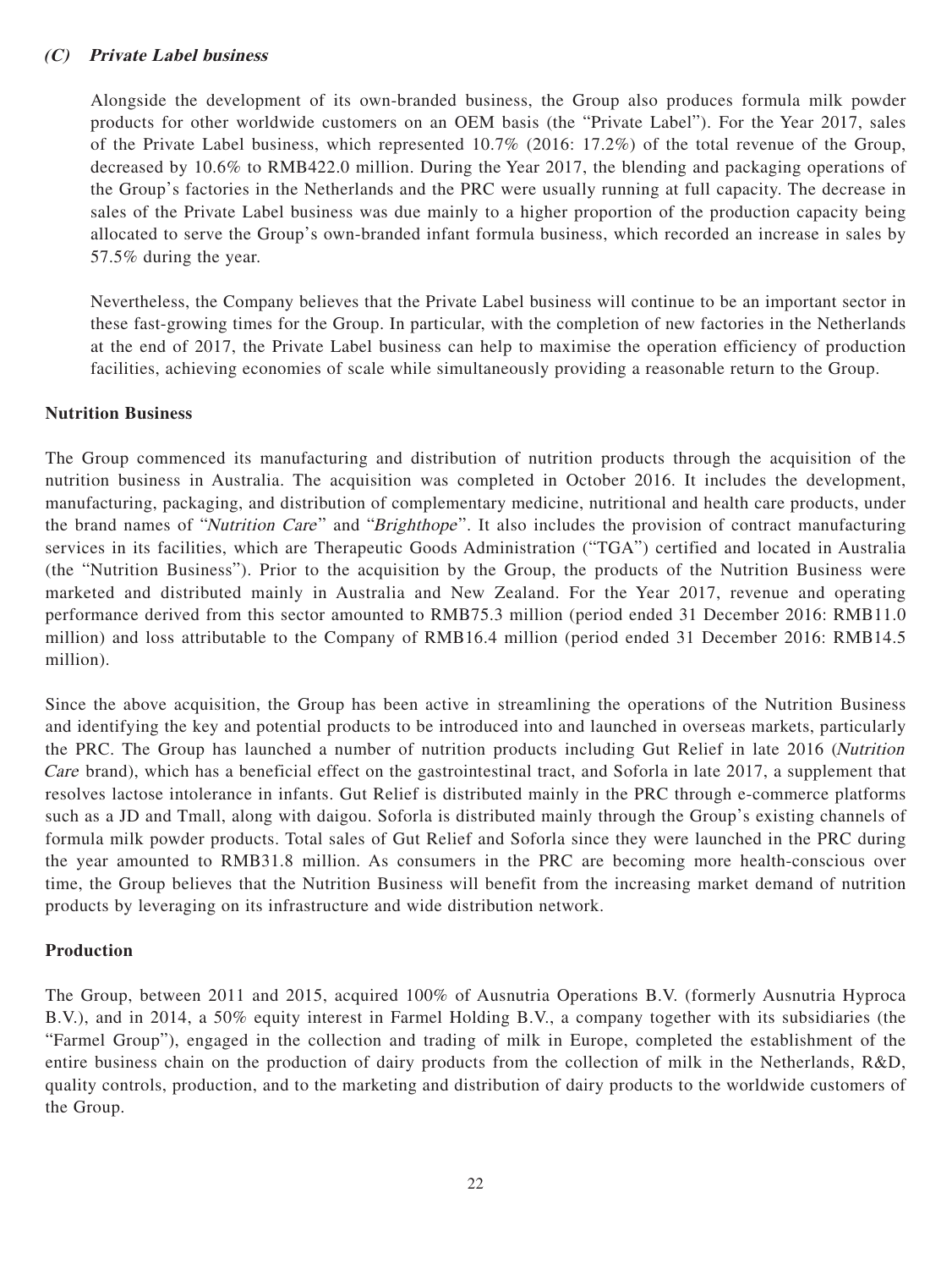### *(C) Private Label business*

Alongside the development of its own-branded business, the Group also produces formula milk powder products for other worldwide customers on an OEM basis (the "Private Label"). For the Year 2017, sales of the Private Label business, which represented 10.7% (2016: 17.2%) of the total revenue of the Group, decreased by 10.6% to RMB422.0 million. During the Year 2017, the blending and packaging operations of the Group's factories in the Netherlands and the PRC were usually running at full capacity. The decrease in sales of the Private Label business was due mainly to a higher proportion of the production capacity being allocated to serve the Group's own-branded infant formula business, which recorded an increase in sales by 57.5% during the year.

Nevertheless, the Company believes that the Private Label business will continue to be an important sector in these fast-growing times for the Group. In particular, with the completion of new factories in the Netherlands at the end of 2017, the Private Label business can help to maximise the operation efficiency of production facilities, achieving economies of scale while simultaneously providing a reasonable return to the Group.

## Nutrition Business

The Group commenced its manufacturing and distribution of nutrition products through the acquisition of the nutrition business in Australia. The acquisition was completed in October 2016. It includes the development, manufacturing, packaging, and distribution of complementary medicine, nutritional and health care products, under the brand names of "*Nutrition Care*" and "*Brighthope*". It also includes the provision of contract manufacturing services in its facilities, which are Therapeutic Goods Administration ("TGA") certified and located in Australia (the "Nutrition Business"). Prior to the acquisition by the Group, the products of the Nutrition Business were marketed and distributed mainly in Australia and New Zealand. For the Year 2017, revenue and operating performance derived from this sector amounted to RMB75.3 million (period ended 31 December 2016: RMB11.0 million) and loss attributable to the Company of RMB16.4 million (period ended 31 December 2016: RMB14.5 million).

Since the above acquisition, the Group has been active in streamlining the operations of the Nutrition Business and identifying the key and potential products to be introduced into and launched in overseas markets, particularly the PRC. The Group has launched a number of nutrition products including Gut Relief in late 2016 (*Nutrition Care* brand), which has a beneficial effect on the gastrointestinal tract, and Soforla in late 2017, a supplement that resolves lactose intolerance in infants. Gut Relief is distributed mainly in the PRC through e-commerce platforms such as a JD and Tmall, along with daigou. Soforla is distributed mainly through the Group's existing channels of formula milk powder products. Total sales of Gut Relief and Soforla since they were launched in the PRC during the year amounted to RMB31.8 million. As consumers in the PRC are becoming more health-conscious over time, the Group believes that the Nutrition Business will benefit from the increasing market demand of nutrition products by leveraging on its infrastructure and wide distribution network.

## Production

The Group, between 2011 and 2015, acquired 100% of Ausnutria Operations B.V. (formerly Ausnutria Hyproca B.V.), and in 2014, a 50% equity interest in Farmel Holding B.V., a company together with its subsidiaries (the "Farmel Group"), engaged in the collection and trading of milk in Europe, completed the establishment of the entire business chain on the production of dairy products from the collection of milk in the Netherlands, R&D, quality controls, production, and to the marketing and distribution of dairy products to the worldwide customers of the Group.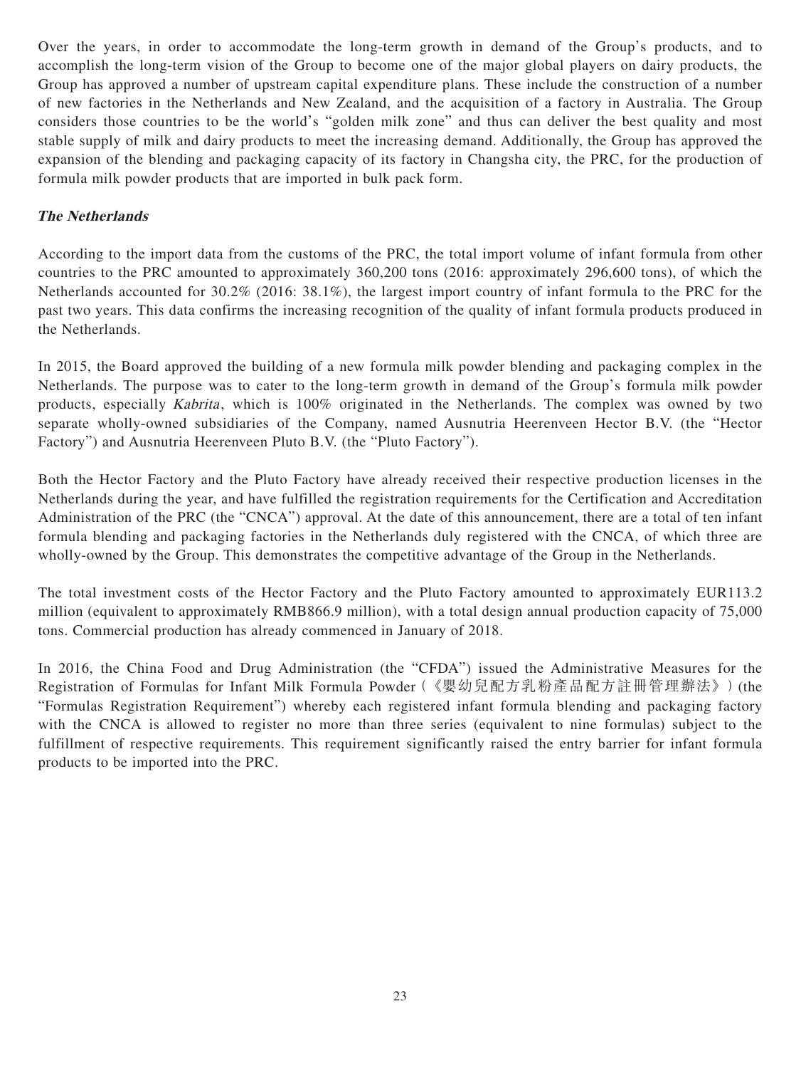Over the years, in order to accommodate the long-term growth in demand of the Group's products, and to accomplish the long-term vision of the Group to become one of the major global players on dairy products, the Group has approved a number of upstream capital expenditure plans. These include the construction of a number of new factories in the Netherlands and New Zealand, and the acquisition of a factory in Australia. The Group considers those countries to be the world's "golden milk zone" and thus can deliver the best quality and most stable supply of milk and dairy products to meet the increasing demand. Additionally, the Group has approved the expansion of the blending and packaging capacity of its factory in Changsha city, the PRC, for the production of formula milk powder products that are imported in bulk pack form.

***The Netherlands***

According to the import data from the customs of the PRC, the total import volume of infant formula from other countries to the PRC amounted to approximately 360,200 tons (2016: approximately 296,600 tons), of which the Netherlands accounted for 30.2% (2016: 38.1%), the largest import country of infant formula to the PRC for the past two years. This data confirms the increasing recognition of the quality of infant formula products produced in the Netherlands.

In 2015, the Board approved the building of a new formula milk powder blending and packaging complex in the Netherlands. The purpose was to cater to the long-term growth in demand of the Group's formula milk powder products, especially *Kabrita*, which is 100% originated in the Netherlands. The complex was owned by two separate wholly-owned subsidiaries of the Company, named Ausnutria Heerenveen Hector B.V. (the "Hector Factory") and Ausnutria Heerenveen Pluto B.V. (the "Pluto Factory").

Both the Hector Factory and the Pluto Factory have already received their respective production licenses in the Netherlands during the year, and have fulfilled the registration requirements for the Certification and Accreditation Administration of the PRC (the "CNCA") approval. At the date of this announcement, there are a total of ten infant formula blending and packaging factories in the Netherlands duly registered with the CNCA, of which three are wholly-owned by the Group. This demonstrates the competitive advantage of the Group in the Netherlands.

The total investment costs of the Hector Factory and the Pluto Factory amounted to approximately EUR113.2 million (equivalent to approximately RMB866.9 million), with a total design annual production capacity of 75,000 tons. Commercial production has already commenced in January of 2018.

In 2016, the China Food and Drug Administration (the "CFDA") issued the Administrative Measures for the Registration of Formulas for Infant Milk Formula Powder (《嬰幼兒配方乳粉產品配方註冊管理辦法》) (the "Formulas Registration Requirement") whereby each registered infant formula blending and packaging factory with the CNCA is allowed to register no more than three series (equivalent to nine formulas) subject to the fulfillment of respective requirements. This requirement significantly raised the entry barrier for infant formula products to be imported into the PRC.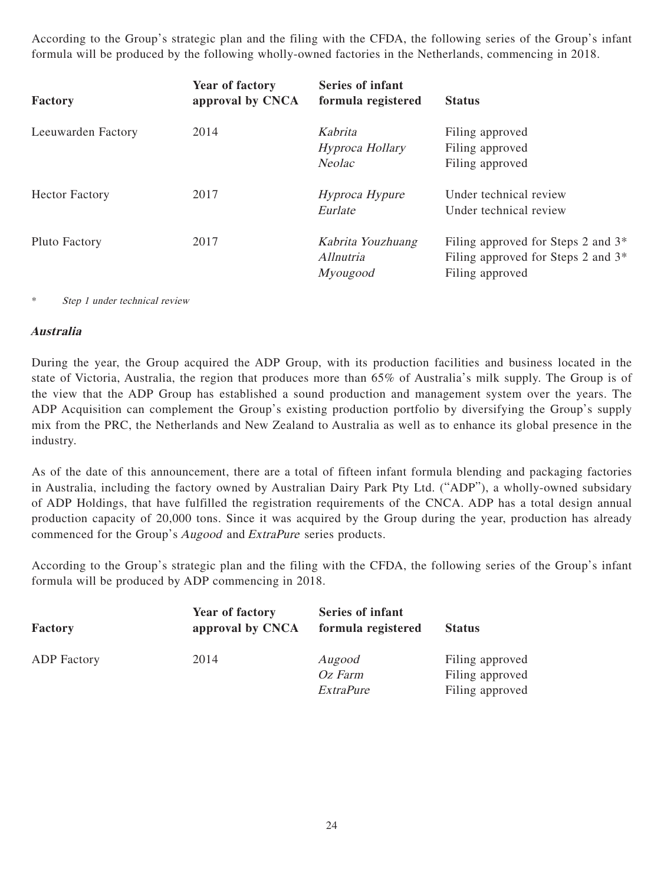According to the Group's strategic plan and the filing with the CFDA, the following series of the Group's infant formula will be produced by the following wholly-owned factories in the Netherlands, commencing in 2018.

| Factory | Year of factory approval by CNCA | Series of infant formula registered | Status |
|---|---|---|---|
| Leeuwarden Factory | 2014 | *Kabrita* | Filing approved |
| | | *Hyproca Hollary* | Filing approved |
| | | *Neolac* | Filing approved |
| Hector Factory | 2017 | *Hyproca Hypure* | Under technical review |
| | | *Eurlate* | Under technical review |
| Pluto Factory | 2017 | *Kabrita Youzhuang* | Filing approved for Steps 2 and 3* |
| | | *Allnutria* | Filing approved for Steps 2 and 3* |
| | | *Myougood* | Filing approved |

\* *Step 1 under technical review*

### *Australia*

During the year, the Group acquired the ADP Group, with its production facilities and business located in the state of Victoria, Australia, the region that produces more than 65% of Australia's milk supply. The Group is of the view that the ADP Group has established a sound production and management system over the years. The ADP Acquisition can complement the Group's existing production portfolio by diversifying the Group's supply mix from the PRC, the Netherlands and New Zealand to Australia as well as to enhance its global presence in the industry.

As of the date of this announcement, there are a total of fifteen infant formula blending and packaging factories in Australia, including the factory owned by Australian Dairy Park Pty Ltd. ("ADP"), a wholly-owned subsidary of ADP Holdings, that have fulfilled the registration requirements of the CNCA. ADP has a total design annual production capacity of 20,000 tons. Since it was acquired by the Group during the year, production has already commenced for the Group's *Augood* and *ExtraPure* series products.

According to the Group's strategic plan and the filing with the CFDA, the following series of the Group's infant formula will be produced by ADP commencing in 2018.

| Factory | Year of factory approval by CNCA | Series of infant formula registered | Status |
|---|---|---|---|
| ADP Factory | 2014 | *Augood* | Filing approved |
| | | *Oz Farm* | Filing approved |
| | | *ExtraPure* | Filing approved |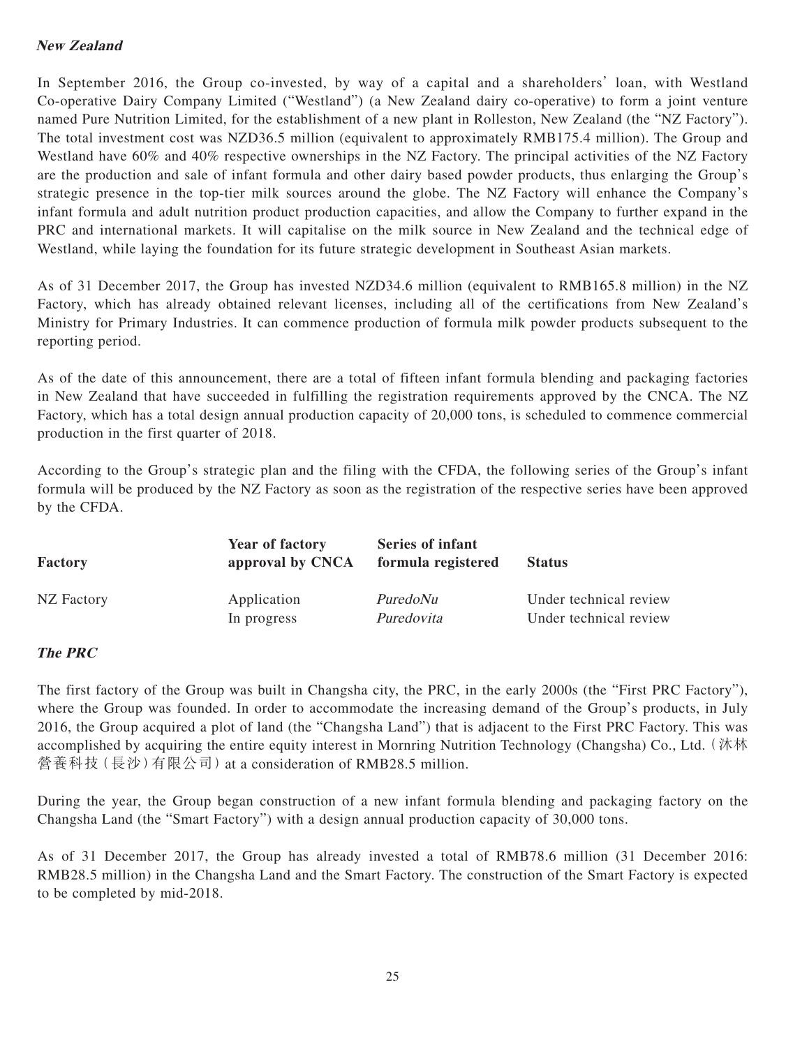***New Zealand***

In September 2016, the Group co-invested, by way of a capital and a shareholders' loan, with Westland Co-operative Dairy Company Limited ("Westland") (a New Zealand dairy co-operative) to form a joint venture named Pure Nutrition Limited, for the establishment of a new plant in Rolleston, New Zealand (the "NZ Factory"). The total investment cost was NZD36.5 million (equivalent to approximately RMB175.4 million). The Group and Westland have 60% and 40% respective ownerships in the NZ Factory. The principal activities of the NZ Factory are the production and sale of infant formula and other dairy based powder products, thus enlarging the Group's strategic presence in the top-tier milk sources around the globe. The NZ Factory will enhance the Company's infant formula and adult nutrition product production capacities, and allow the Company to further expand in the PRC and international markets. It will capitalise on the milk source in New Zealand and the technical edge of Westland, while laying the foundation for its future strategic development in Southeast Asian markets.

As of 31 December 2017, the Group has invested NZD34.6 million (equivalent to RMB165.8 million) in the NZ Factory, which has already obtained relevant licenses, including all of the certifications from New Zealand's Ministry for Primary Industries. It can commence production of formula milk powder products subsequent to the reporting period.

As of the date of this announcement, there are a total of fifteen infant formula blending and packaging factories in New Zealand that have succeeded in fulfilling the registration requirements approved by the CNCA. The NZ Factory, which has a total design annual production capacity of 20,000 tons, is scheduled to commence commercial production in the first quarter of 2018.

According to the Group's strategic plan and the filing with the CFDA, the following series of the Group's infant formula will be produced by the NZ Factory as soon as the registration of the respective series have been approved by the CFDA.

| Factory | Year of factory approval by CNCA | Series of infant formula registered | Status |
|---|---|---|---|
| NZ Factory | Application | *PuredoNu* | Under technical review |
| | In progress | *Puredovita* | Under technical review |

***The PRC***

The first factory of the Group was built in Changsha city, the PRC, in the early 2000s (the "First PRC Factory"), where the Group was founded. In order to accommodate the increasing demand of the Group's products, in July 2016, the Group acquired a plot of land (the "Changsha Land") that is adjacent to the First PRC Factory. This was accomplished by acquiring the entire equity interest in Mornring Nutrition Technology (Changsha) Co., Ltd. (沐林營養科技(長沙)有限公司) at a consideration of RMB28.5 million.

During the year, the Group began construction of a new infant formula blending and packaging factory on the Changsha Land (the "Smart Factory") with a design annual production capacity of 30,000 tons.

As of 31 December 2017, the Group has already invested a total of RMB78.6 million (31 December 2016: RMB28.5 million) in the Changsha Land and the Smart Factory. The construction of the Smart Factory is expected to be completed by mid-2018.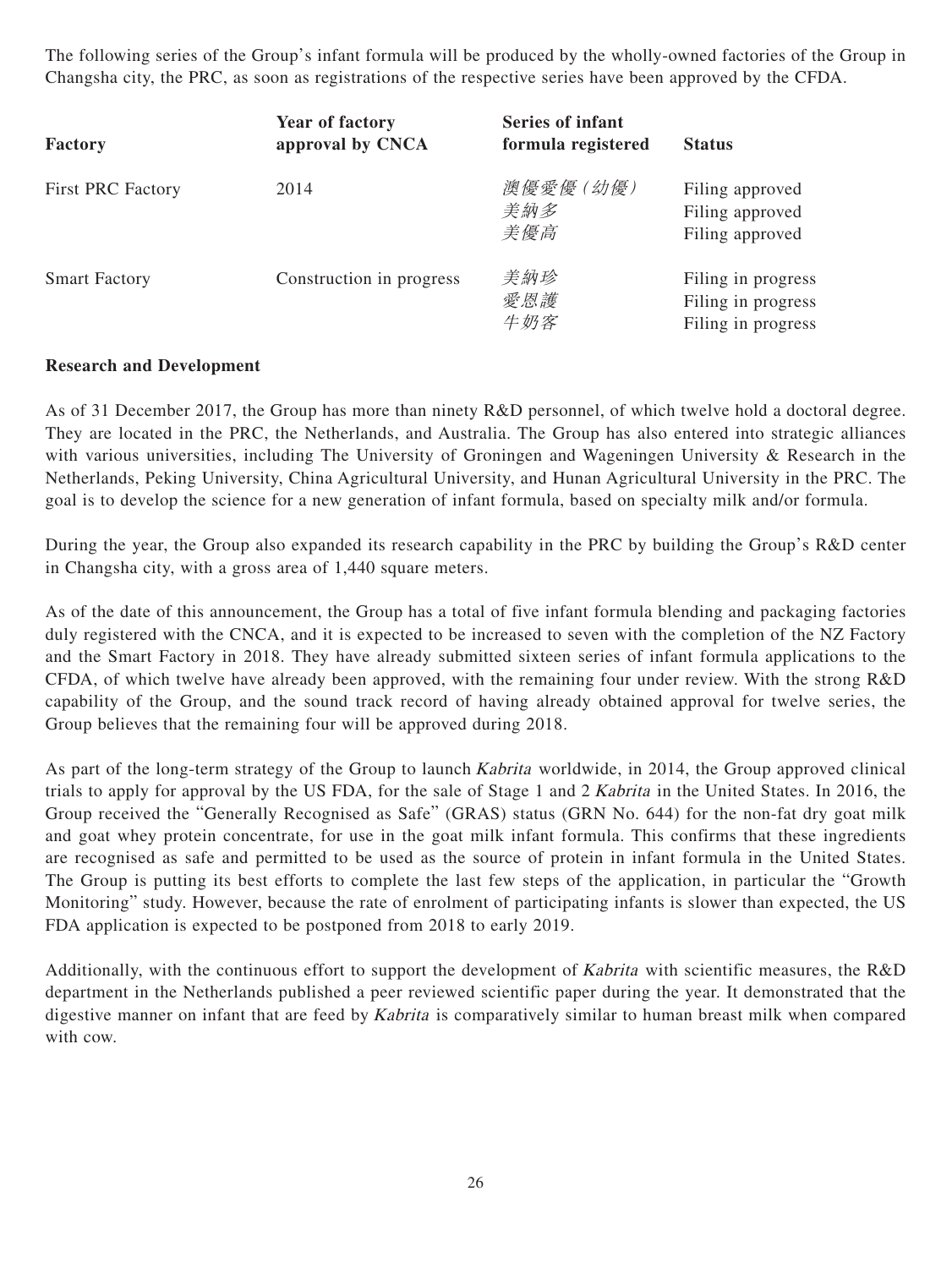The following series of the Group's infant formula will be produced by the wholly-owned factories of the Group in Changsha city, the PRC, as soon as registrations of the respective series have been approved by the CFDA.

| Factory | Year of factory approval by CNCA | Series of infant formula registered | Status |
|---|---|---|---|
| First PRC Factory | 2014 | 澳優愛優(幼優) | Filing approved |
| | | 美納多 | Filing approved |
| | | 美優高 | Filing approved |
| Smart Factory | Construction in progress | 美納珍 | Filing in progress |
| | | 愛恩護 | Filing in progress |
| | | 牛奶客 | Filing in progress |

**Research and Development**

As of 31 December 2017, the Group has more than ninety R&D personnel, of which twelve hold a doctoral degree. They are located in the PRC, the Netherlands, and Australia. The Group has also entered into strategic alliances with various universities, including The University of Groningen and Wageningen University & Research in the Netherlands, Peking University, China Agricultural University, and Hunan Agricultural University in the PRC. The goal is to develop the science for a new generation of infant formula, based on specialty milk and/or formula.

During the year, the Group also expanded its research capability in the PRC by building the Group's R&D center in Changsha city, with a gross area of 1,440 square meters.

As of the date of this announcement, the Group has a total of five infant formula blending and packaging factories duly registered with the CNCA, and it is expected to be increased to seven with the completion of the NZ Factory and the Smart Factory in 2018. They have already submitted sixteen series of infant formula applications to the CFDA, of which twelve have already been approved, with the remaining four under review. With the strong R&D capability of the Group, and the sound track record of having already obtained approval for twelve series, the Group believes that the remaining four will be approved during 2018.

As part of the long-term strategy of the Group to launch *Kabrita* worldwide, in 2014, the Group approved clinical trials to apply for approval by the US FDA, for the sale of Stage 1 and 2 *Kabrita* in the United States. In 2016, the Group received the "Generally Recognised as Safe" (GRAS) status (GRN No. 644) for the non-fat dry goat milk and goat whey protein concentrate, for use in the goat milk infant formula. This confirms that these ingredients are recognised as safe and permitted to be used as the source of protein in infant formula in the United States. The Group is putting its best efforts to complete the last few steps of the application, in particular the "Growth Monitoring" study. However, because the rate of enrolment of participating infants is slower than expected, the US FDA application is expected to be postponed from 2018 to early 2019.

Additionally, with the continuous effort to support the development of *Kabrita* with scientific measures, the R&D department in the Netherlands published a peer reviewed scientific paper during the year. It demonstrated that the digestive manner on infant that are feed by *Kabrita* is comparatively similar to human breast milk when compared with cow.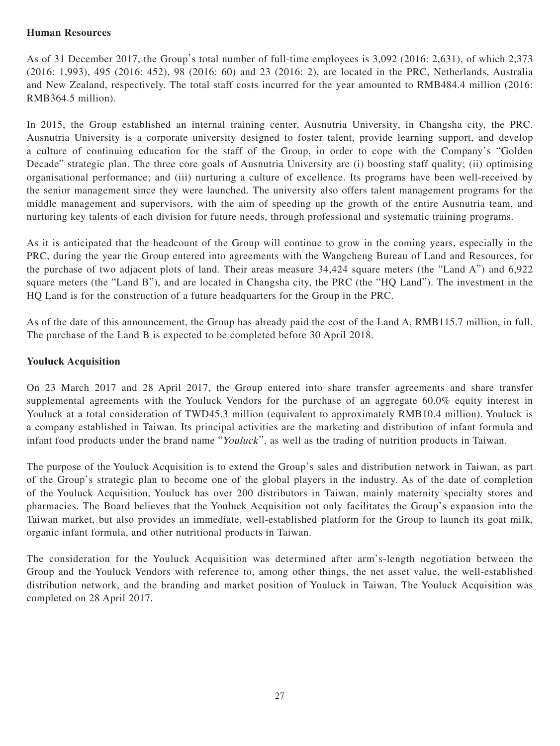**Human Resources**

As of 31 December 2017, the Group's total number of full-time employees is 3,092 (2016: 2,631), of which 2,373 (2016: 1,993), 495 (2016: 452), 98 (2016: 60) and 23 (2016: 2), are located in the PRC, Netherlands, Australia and New Zealand, respectively. The total staff costs incurred for the year amounted to RMB484.4 million (2016: RMB364.5 million).

In 2015, the Group established an internal training center, Ausnutria University, in Changsha city, the PRC. Ausnutria University is a corporate university designed to foster talent, provide learning support, and develop a culture of continuing education for the staff of the Group, in order to cope with the Company's "Golden Decade" strategic plan. The three core goals of Ausnutria University are (i) boosting staff quality; (ii) optimising organisational performance; and (iii) nurturing a culture of excellence. Its programs have been well-received by the senior management since they were launched. The university also offers talent management programs for the middle management and supervisors, with the aim of speeding up the growth of the entire Ausnutria team, and nurturing key talents of each division for future needs, through professional and systematic training programs.

As it is anticipated that the headcount of the Group will continue to grow in the coming years, especially in the PRC, during the year the Group entered into agreements with the Wangcheng Bureau of Land and Resources, for the purchase of two adjacent plots of land. Their areas measure 34,424 square meters (the "Land A") and 6,922 square meters (the "Land B"), and are located in Changsha city, the PRC (the "HQ Land"). The investment in the HQ Land is for the construction of a future headquarters for the Group in the PRC.

As of the date of this announcement, the Group has already paid the cost of the Land A, RMB115.7 million, in full. The purchase of the Land B is expected to be completed before 30 April 2018.

**Youluck Acquisition**

On 23 March 2017 and 28 April 2017, the Group entered into share transfer agreements and share transfer supplemental agreements with the Youluck Vendors for the purchase of an aggregate 60.0% equity interest in Youluck at a total consideration of TWD45.3 million (equivalent to approximately RMB10.4 million). Youluck is a company established in Taiwan. Its principal activities are the marketing and distribution of infant formula and infant food products under the brand name "*Youluck*", as well as the trading of nutrition products in Taiwan.

The purpose of the Youluck Acquisition is to extend the Group's sales and distribution network in Taiwan, as part of the Group's strategic plan to become one of the global players in the industry. As of the date of completion of the Youluck Acquisition, Youluck has over 200 distributors in Taiwan, mainly maternity specialty stores and pharmacies. The Board believes that the Youluck Acquisition not only facilitates the Group's expansion into the Taiwan market, but also provides an immediate, well-established platform for the Group to launch its goat milk, organic infant formula, and other nutritional products in Taiwan.

The consideration for the Youluck Acquisition was determined after arm's-length negotiation between the Group and the Youluck Vendors with reference to, among other things, the net asset value, the well-established distribution network, and the branding and market position of Youluck in Taiwan. The Youluck Acquisition was completed on 28 April 2017.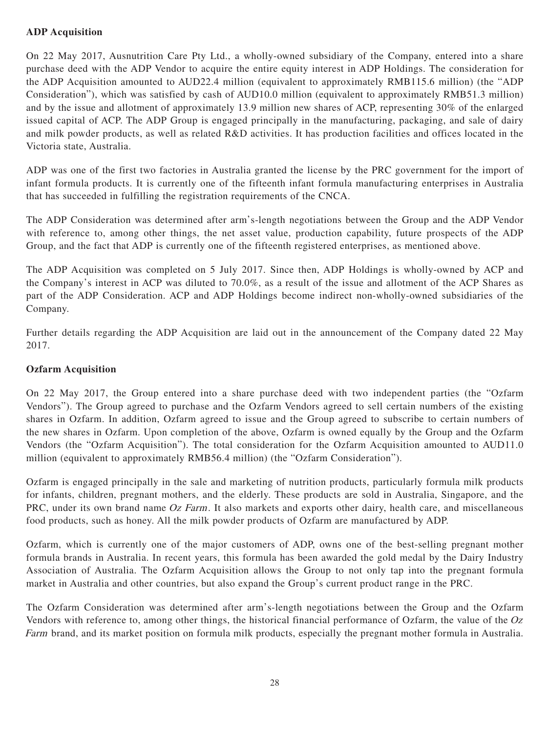**ADP Acquisition**

On 22 May 2017, Ausnutrition Care Pty Ltd., a wholly-owned subsidiary of the Company, entered into a share purchase deed with the ADP Vendor to acquire the entire equity interest in ADP Holdings. The consideration for the ADP Acquisition amounted to AUD22.4 million (equivalent to approximately RMB115.6 million) (the "ADP Consideration"), which was satisfied by cash of AUD10.0 million (equivalent to approximately RMB51.3 million) and by the issue and allotment of approximately 13.9 million new shares of ACP, representing 30% of the enlarged issued capital of ACP. The ADP Group is engaged principally in the manufacturing, packaging, and sale of dairy and milk powder products, as well as related R&D activities. It has production facilities and offices located in the Victoria state, Australia.

ADP was one of the first two factories in Australia granted the license by the PRC government for the import of infant formula products. It is currently one of the fifteenth infant formula manufacturing enterprises in Australia that has succeeded in fulfilling the registration requirements of the CNCA.

The ADP Consideration was determined after arm's-length negotiations between the Group and the ADP Vendor with reference to, among other things, the net asset value, production capability, future prospects of the ADP Group, and the fact that ADP is currently one of the fifteenth registered enterprises, as mentioned above.

The ADP Acquisition was completed on 5 July 2017. Since then, ADP Holdings is wholly-owned by ACP and the Company's interest in ACP was diluted to 70.0%, as a result of the issue and allotment of the ACP Shares as part of the ADP Consideration. ACP and ADP Holdings become indirect non-wholly-owned subsidiaries of the Company.

Further details regarding the ADP Acquisition are laid out in the announcement of the Company dated 22 May 2017.

**Ozfarm Acquisition**

On 22 May 2017, the Group entered into a share purchase deed with two independent parties (the "Ozfarm Vendors"). The Group agreed to purchase and the Ozfarm Vendors agreed to sell certain numbers of the existing shares in Ozfarm. In addition, Ozfarm agreed to issue and the Group agreed to subscribe to certain numbers of the new shares in Ozfarm. Upon completion of the above, Ozfarm is owned equally by the Group and the Ozfarm Vendors (the "Ozfarm Acquisition"). The total consideration for the Ozfarm Acquisition amounted to AUD11.0 million (equivalent to approximately RMB56.4 million) (the "Ozfarm Consideration").

Ozfarm is engaged principally in the sale and marketing of nutrition products, particularly formula milk products for infants, children, pregnant mothers, and the elderly. These products are sold in Australia, Singapore, and the PRC, under its own brand name *Oz Farm*. It also markets and exports other dairy, health care, and miscellaneous food products, such as honey. All the milk powder products of Ozfarm are manufactured by ADP.

Ozfarm, which is currently one of the major customers of ADP, owns one of the best-selling pregnant mother formula brands in Australia. In recent years, this formula has been awarded the gold medal by the Dairy Industry Association of Australia. The Ozfarm Acquisition allows the Group to not only tap into the pregnant formula market in Australia and other countries, but also expand the Group's current product range in the PRC.

The Ozfarm Consideration was determined after arm's-length negotiations between the Group and the Ozfarm Vendors with reference to, among other things, the historical financial performance of Ozfarm, the value of the *Oz Farm* brand, and its market position on formula milk products, especially the pregnant mother formula in Australia.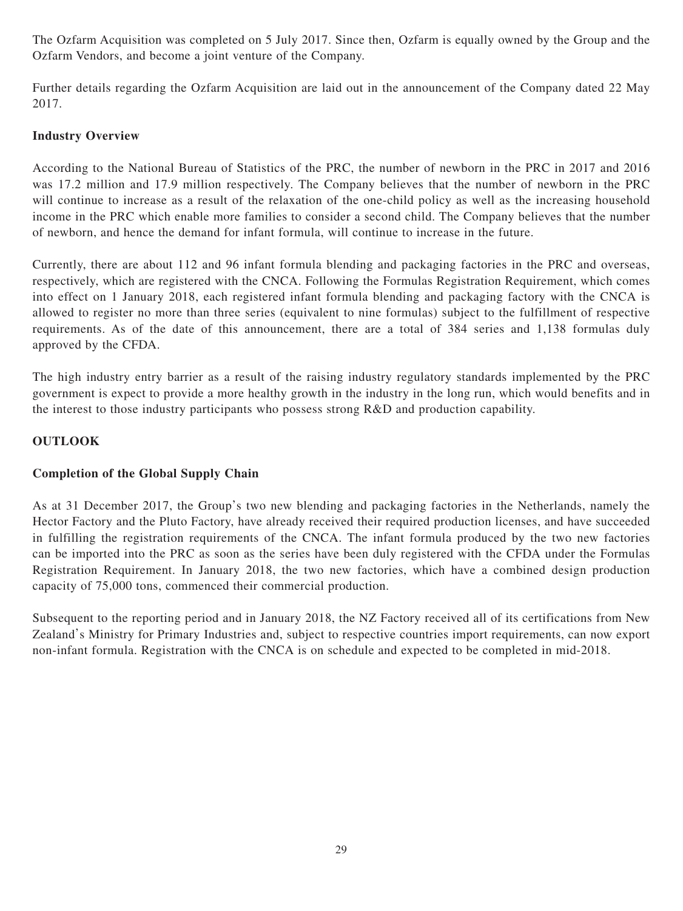The Ozfarm Acquisition was completed on 5 July 2017. Since then, Ozfarm is equally owned by the Group and the Ozfarm Vendors, and become a joint venture of the Company.

Further details regarding the Ozfarm Acquisition are laid out in the announcement of the Company dated 22 May 2017.

### Industry Overview

According to the National Bureau of Statistics of the PRC, the number of newborn in the PRC in 2017 and 2016 was 17.2 million and 17.9 million respectively. The Company believes that the number of newborn in the PRC will continue to increase as a result of the relaxation of the one-child policy as well as the increasing household income in the PRC which enable more families to consider a second child. The Company believes that the number of newborn, and hence the demand for infant formula, will continue to increase in the future.

Currently, there are about 112 and 96 infant formula blending and packaging factories in the PRC and overseas, respectively, which are registered with the CNCA. Following the Formulas Registration Requirement, which comes into effect on 1 January 2018, each registered infant formula blending and packaging factory with the CNCA is allowed to register no more than three series (equivalent to nine formulas) subject to the fulfillment of respective requirements. As of the date of this announcement, there are a total of 384 series and 1,138 formulas duly approved by the CFDA.

The high industry entry barrier as a result of the raising industry regulatory standards implemented by the PRC government is expect to provide a more healthy growth in the industry in the long run, which would benefits and in the interest to those industry participants who possess strong R&D and production capability.

## OUTLOOK

### Completion of the Global Supply Chain

As at 31 December 2017, the Group's two new blending and packaging factories in the Netherlands, namely the Hector Factory and the Pluto Factory, have already received their required production licenses, and have succeeded in fulfilling the registration requirements of the CNCA. The infant formula produced by the two new factories can be imported into the PRC as soon as the series have been duly registered with the CFDA under the Formulas Registration Requirement. In January 2018, the two new factories, which have a combined design production capacity of 75,000 tons, commenced their commercial production.

Subsequent to the reporting period and in January 2018, the NZ Factory received all of its certifications from New Zealand's Ministry for Primary Industries and, subject to respective countries import requirements, can now export non-infant formula. Registration with the CNCA is on schedule and expected to be completed in mid-2018.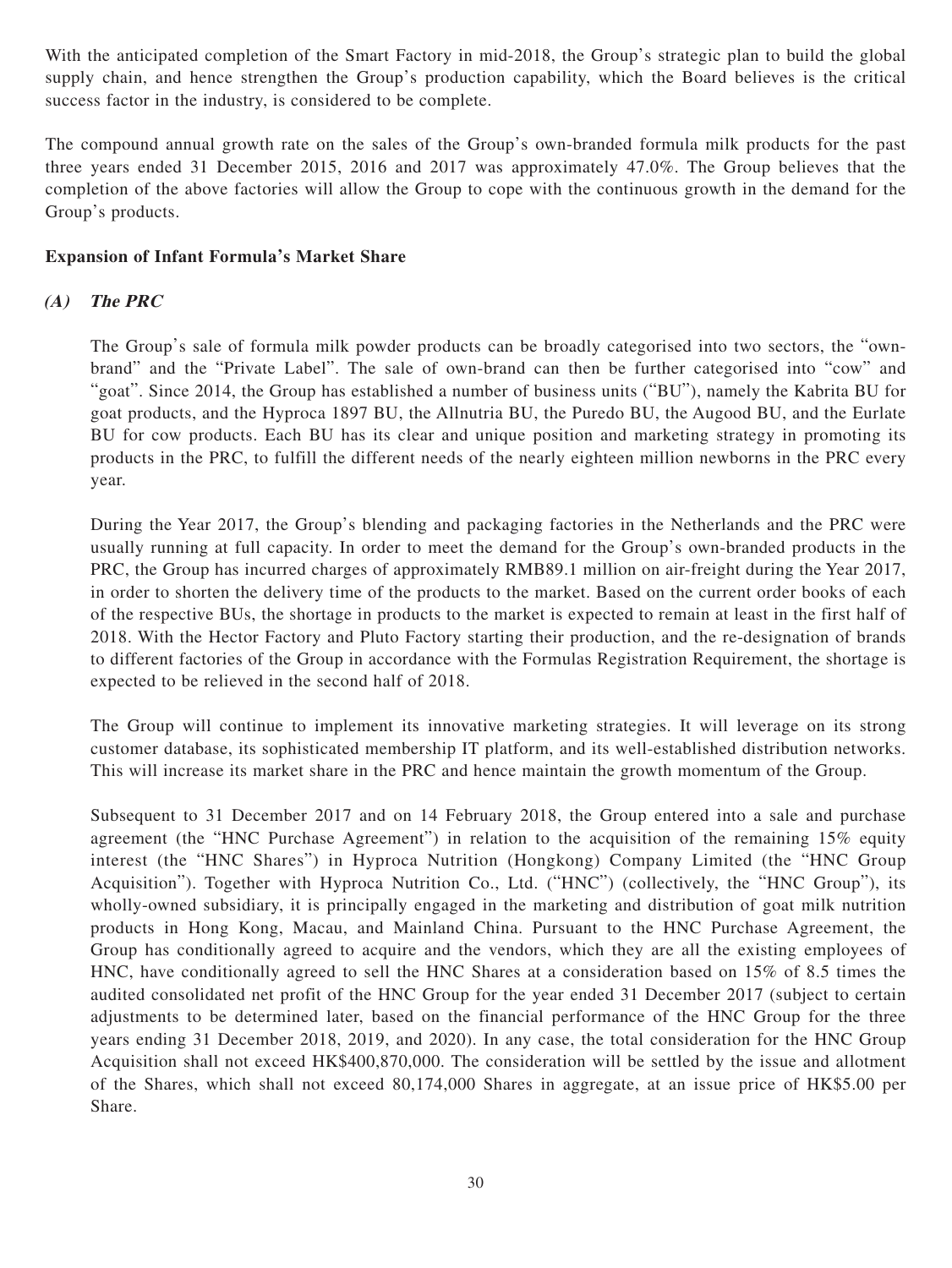With the anticipated completion of the Smart Factory in mid-2018, the Group's strategic plan to build the global supply chain, and hence strengthen the Group's production capability, which the Board believes is the critical success factor in the industry, is considered to be complete.

The compound annual growth rate on the sales of the Group's own-branded formula milk products for the past three years ended 31 December 2015, 2016 and 2017 was approximately 47.0%. The Group believes that the completion of the above factories will allow the Group to cope with the continuous growth in the demand for the Group's products.

**Expansion of Infant Formula's Market Share**

***(A) The PRC***

The Group's sale of formula milk powder products can be broadly categorised into two sectors, the "own-brand" and the "Private Label". The sale of own-brand can then be further categorised into "cow" and "goat". Since 2014, the Group has established a number of business units ("BU"), namely the Kabrita BU for goat products, and the Hyproca 1897 BU, the Allnutria BU, the Puredo BU, the Augood BU, and the Eurlate BU for cow products. Each BU has its clear and unique position and marketing strategy in promoting its products in the PRC, to fulfill the different needs of the nearly eighteen million newborns in the PRC every year.

During the Year 2017, the Group's blending and packaging factories in the Netherlands and the PRC were usually running at full capacity. In order to meet the demand for the Group's own-branded products in the PRC, the Group has incurred charges of approximately RMB89.1 million on air-freight during the Year 2017, in order to shorten the delivery time of the products to the market. Based on the current order books of each of the respective BUs, the shortage in products to the market is expected to remain at least in the first half of 2018. With the Hector Factory and Pluto Factory starting their production, and the re-designation of brands to different factories of the Group in accordance with the Formulas Registration Requirement, the shortage is expected to be relieved in the second half of 2018.

The Group will continue to implement its innovative marketing strategies. It will leverage on its strong customer database, its sophisticated membership IT platform, and its well-established distribution networks. This will increase its market share in the PRC and hence maintain the growth momentum of the Group.

Subsequent to 31 December 2017 and on 14 February 2018, the Group entered into a sale and purchase agreement (the "HNC Purchase Agreement") in relation to the acquisition of the remaining 15% equity interest (the "HNC Shares") in Hyproca Nutrition (Hongkong) Company Limited (the "HNC Group Acquisition"). Together with Hyproca Nutrition Co., Ltd. ("HNC") (collectively, the "HNC Group"), its wholly-owned subsidiary, it is principally engaged in the marketing and distribution of goat milk nutrition products in Hong Kong, Macau, and Mainland China. Pursuant to the HNC Purchase Agreement, the Group has conditionally agreed to acquire and the vendors, which they are all the existing employees of HNC, have conditionally agreed to sell the HNC Shares at a consideration based on 15% of 8.5 times the audited consolidated net profit of the HNC Group for the year ended 31 December 2017 (subject to certain adjustments to be determined later, based on the financial performance of the HNC Group for the three years ending 31 December 2018, 2019, and 2020). In any case, the total consideration for the HNC Group Acquisition shall not exceed HK$400,870,000. The consideration will be settled by the issue and allotment of the Shares, which shall not exceed 80,174,000 Shares in aggregate, at an issue price of HK$5.00 per Share.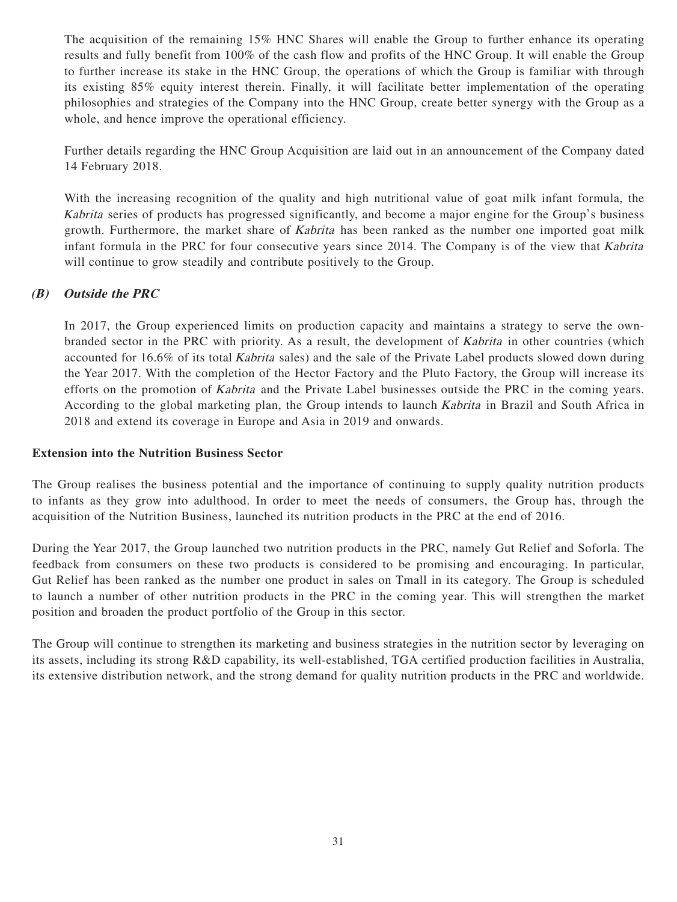The acquisition of the remaining 15% HNC Shares will enable the Group to further enhance its operating results and fully benefit from 100% of the cash flow and profits of the HNC Group. It will enable the Group to further increase its stake in the HNC Group, the operations of which the Group is familiar with through its existing 85% equity interest therein. Finally, it will facilitate better implementation of the operating philosophies and strategies of the Company into the HNC Group, create better synergy with the Group as a whole, and hence improve the operational efficiency.

Further details regarding the HNC Group Acquisition are laid out in an announcement of the Company dated 14 February 2018.

With the increasing recognition of the quality and high nutritional value of goat milk infant formula, the *Kabrita* series of products has progressed significantly, and become a major engine for the Group's business growth. Furthermore, the market share of *Kabrita* has been ranked as the number one imported goat milk infant formula in the PRC for four consecutive years since 2014. The Company is of the view that *Kabrita* will continue to grow steadily and contribute positively to the Group.

### *(B) Outside the PRC*

In 2017, the Group experienced limits on production capacity and maintains a strategy to serve the own-branded sector in the PRC with priority. As a result, the development of *Kabrita* in other countries (which accounted for 16.6% of its total *Kabrita* sales) and the sale of the Private Label products slowed down during the Year 2017. With the completion of the Hector Factory and the Pluto Factory, the Group will increase its efforts on the promotion of *Kabrita* and the Private Label businesses outside the PRC in the coming years. According to the global marketing plan, the Group intends to launch *Kabrita* in Brazil and South Africa in 2018 and extend its coverage in Europe and Asia in 2019 and onwards.

**Extension into the Nutrition Business Sector**

The Group realises the business potential and the importance of continuing to supply quality nutrition products to infants as they grow into adulthood. In order to meet the needs of consumers, the Group has, through the acquisition of the Nutrition Business, launched its nutrition products in the PRC at the end of 2016.

During the Year 2017, the Group launched two nutrition products in the PRC, namely Gut Relief and Soforla. The feedback from consumers on these two products is considered to be promising and encouraging. In particular, Gut Relief has been ranked as the number one product in sales on Tmall in its category. The Group is scheduled to launch a number of other nutrition products in the PRC in the coming year. This will strengthen the market position and broaden the product portfolio of the Group in this sector.

The Group will continue to strengthen its marketing and business strategies in the nutrition sector by leveraging on its assets, including its strong R&D capability, its well-established, TGA certified production facilities in Australia, its extensive distribution network, and the strong demand for quality nutrition products in the PRC and worldwide.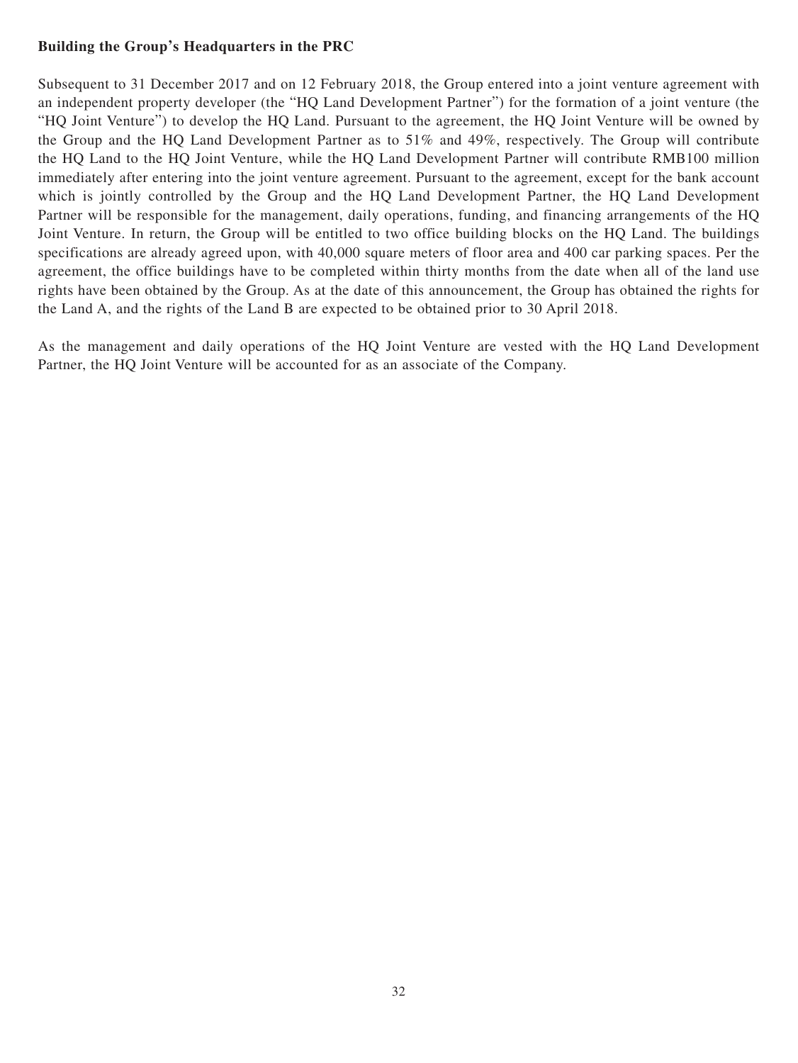**Building the Group's Headquarters in the PRC**

Subsequent to 31 December 2017 and on 12 February 2018, the Group entered into a joint venture agreement with an independent property developer (the "HQ Land Development Partner") for the formation of a joint venture (the "HQ Joint Venture") to develop the HQ Land. Pursuant to the agreement, the HQ Joint Venture will be owned by the Group and the HQ Land Development Partner as to 51% and 49%, respectively. The Group will contribute the HQ Land to the HQ Joint Venture, while the HQ Land Development Partner will contribute RMB100 million immediately after entering into the joint venture agreement. Pursuant to the agreement, except for the bank account which is jointly controlled by the Group and the HQ Land Development Partner, the HQ Land Development Partner will be responsible for the management, daily operations, funding, and financing arrangements of the HQ Joint Venture. In return, the Group will be entitled to two office building blocks on the HQ Land. The buildings specifications are already agreed upon, with 40,000 square meters of floor area and 400 car parking spaces. Per the agreement, the office buildings have to be completed within thirty months from the date when all of the land use rights have been obtained by the Group. As at the date of this announcement, the Group has obtained the rights for the Land A, and the rights of the Land B are expected to be obtained prior to 30 April 2018.

As the management and daily operations of the HQ Joint Venture are vested with the HQ Land Development Partner, the HQ Joint Venture will be accounted for as an associate of the Company.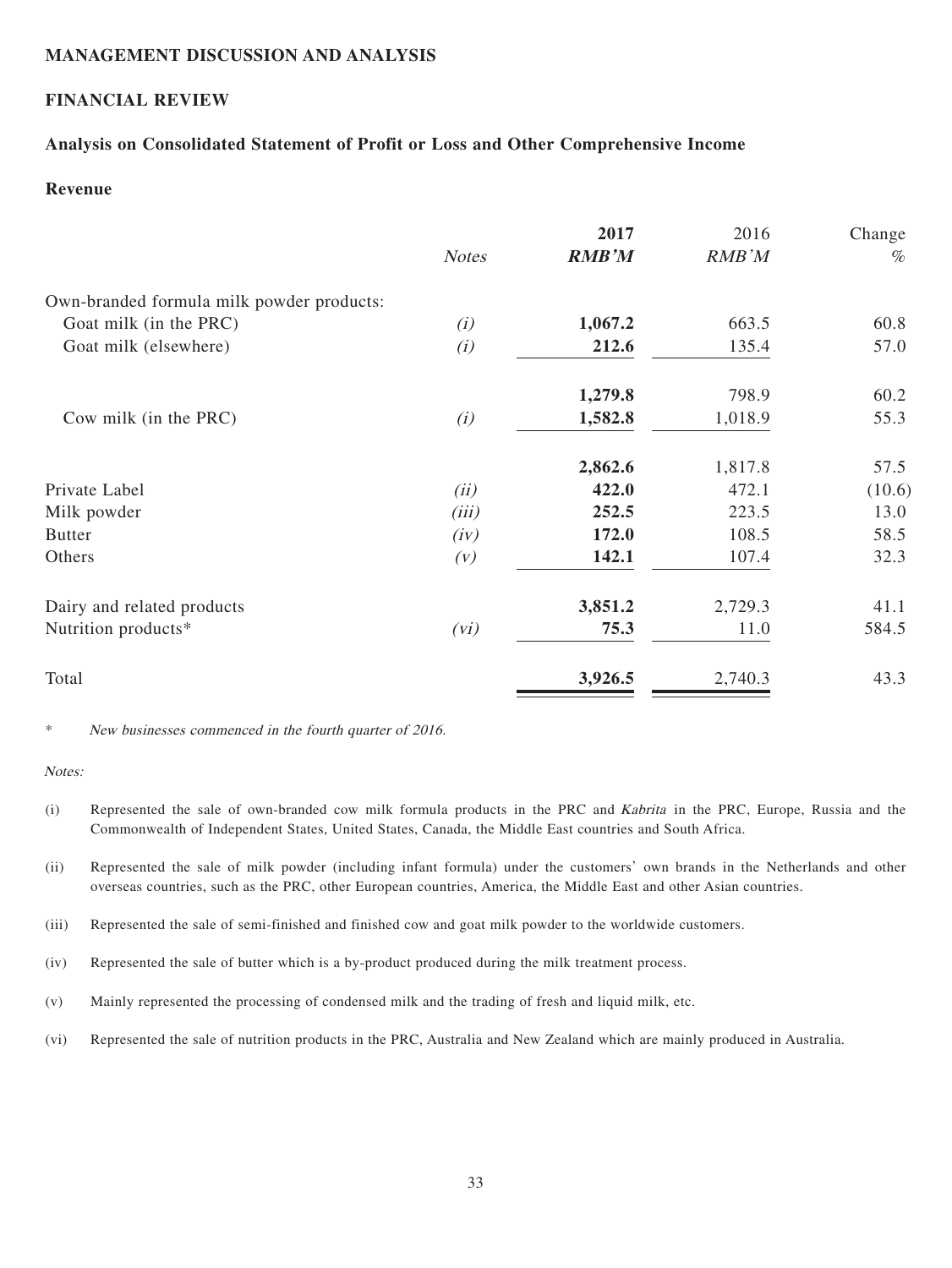## MANAGEMENT DISCUSSION AND ANALYSIS

### FINANCIAL REVIEW

### Analysis on Consolidated Statement of Profit or Loss and Other Comprehensive Income

#### Revenue

| | *Notes* | **2017** | 2016 | Change |
|---|---|---|---|---|
| | | ***RMB'M*** | *RMB'M* | *%* |
| Own-branded formula milk powder products: | | | | |
| Goat milk (in the PRC) | *(i)* | **1,067.2** | 663.5 | 60.8 |
| Goat milk (elsewhere) | *(i)* | **212.6** | 135.4 | 57.0 |
| | | **1,279.8** | 798.9 | 60.2 |
| Cow milk (in the PRC) | *(i)* | **1,582.8** | 1,018.9 | 55.3 |
| | | **2,862.6** | 1,817.8 | 57.5 |
| Private Label | *(ii)* | **422.0** | 472.1 | (10.6) |
| Milk powder | *(iii)* | **252.5** | 223.5 | 13.0 |
| Butter | *(iv)* | **172.0** | 108.5 | 58.5 |
| Others | *(v)* | **142.1** | 107.4 | 32.3 |
| Dairy and related products | | **3,851.2** | 2,729.3 | 41.1 |
| Nutrition products* | *(vi)* | **75.3** | 11.0 | 584.5 |
| Total | | **3,926.5** | 2,740.3 | 43.3 |

\* *New businesses commenced in the fourth quarter of 2016.*

*Notes:*

(i) Represented the sale of own-branded cow milk formula products in the PRC and *Kabrita* in the PRC, Europe, Russia and the Commonwealth of Independent States, United States, Canada, the Middle East countries and South Africa.

(ii) Represented the sale of milk powder (including infant formula) under the customers' own brands in the Netherlands and other overseas countries, such as the PRC, other European countries, America, the Middle East and other Asian countries.

(iii) Represented the sale of semi-finished and finished cow and goat milk powder to the worldwide customers.

(iv) Represented the sale of butter which is a by-product produced during the milk treatment process.

(v) Mainly represented the processing of condensed milk and the trading of fresh and liquid milk, etc.

(vi) Represented the sale of nutrition products in the PRC, Australia and New Zealand which are mainly produced in Australia.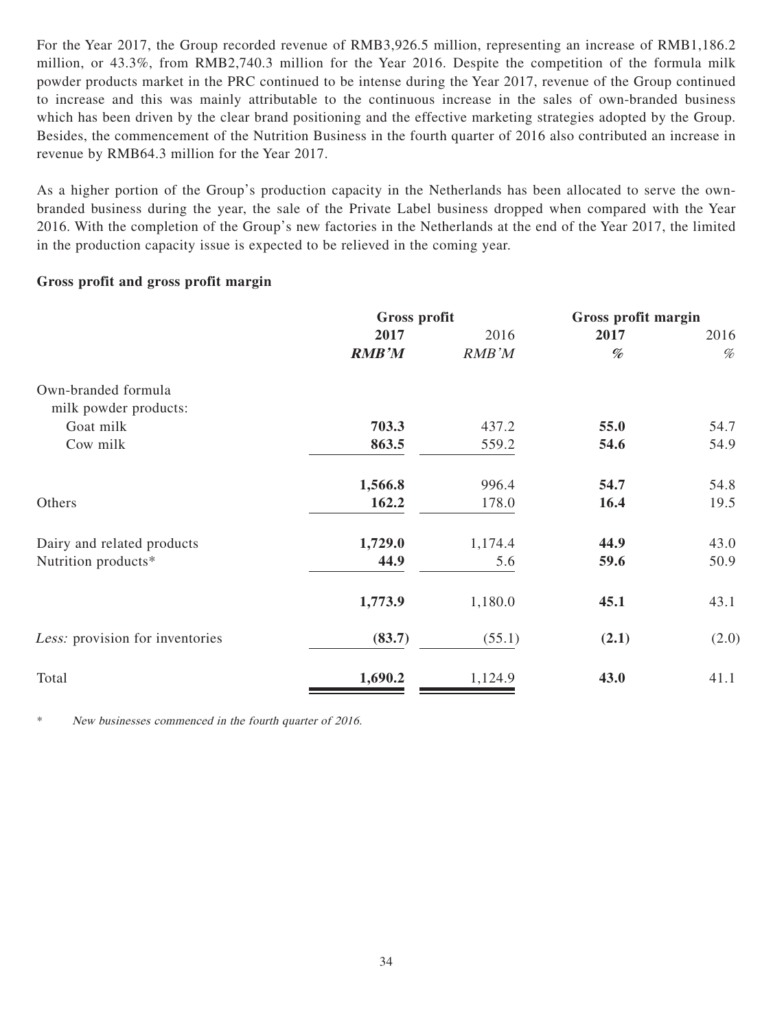For the Year 2017, the Group recorded revenue of RMB3,926.5 million, representing an increase of RMB1,186.2 million, or 43.3%, from RMB2,740.3 million for the Year 2016. Despite the competition of the formula milk powder products market in the PRC continued to be intense during the Year 2017, revenue of the Group continued to increase and this was mainly attributable to the continuous increase in the sales of own-branded business which has been driven by the clear brand positioning and the effective marketing strategies adopted by the Group. Besides, the commencement of the Nutrition Business in the fourth quarter of 2016 also contributed an increase in revenue by RMB64.3 million for the Year 2017.

As a higher portion of the Group's production capacity in the Netherlands has been allocated to serve the own-branded business during the year, the sale of the Private Label business dropped when compared with the Year 2016. With the completion of the Group's new factories in the Netherlands at the end of the Year 2017, the limited in the production capacity issue is expected to be relieved in the coming year.

**Gross profit and gross profit margin**

| | Gross profit | | Gross profit margin | |
|---|---|---|---|---|
| | **2017** | 2016 | **2017** | 2016 |
| | ***RMB'M*** | *RMB'M* | ***%*** | *%* |
| Own-branded formula milk powder products: | | | | |
| Goat milk | **703.3** | 437.2 | **55.0** | 54.7 |
| Cow milk | **863.5** | 559.2 | **54.6** | 54.9 |
| | **1,566.8** | 996.4 | **54.7** | 54.8 |
| Others | **162.2** | 178.0 | **16.4** | 19.5 |
| Dairy and related products | **1,729.0** | 1,174.4 | **44.9** | 43.0 |
| Nutrition products* | **44.9** | 5.6 | **59.6** | 50.9 |
| | **1,773.9** | 1,180.0 | **45.1** | 43.1 |
| *Less:* provision for inventories | **(83.7)** | (55.1) | **(2.1)** | (2.0) |
| Total | **1,690.2** | 1,124.9 | **43.0** | 41.1 |

\* *New businesses commenced in the fourth quarter of 2016.*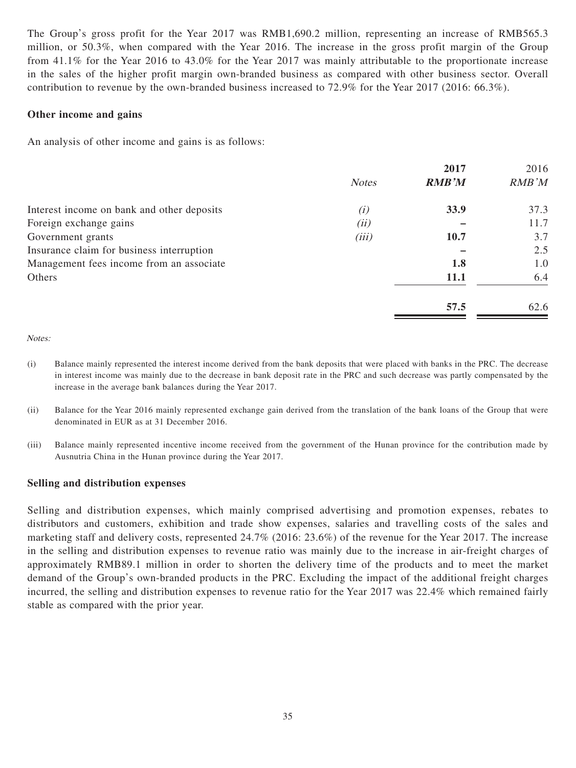The Group's gross profit for the Year 2017 was RMB1,690.2 million, representing an increase of RMB565.3 million, or 50.3%, when compared with the Year 2016. The increase in the gross profit margin of the Group from 41.1% for the Year 2016 to 43.0% for the Year 2017 was mainly attributable to the proportionate increase in the sales of the higher profit margin own-branded business as compared with other business sector. Overall contribution to revenue by the own-branded business increased to 72.9% for the Year 2017 (2016: 66.3%).

### Other income and gains

An analysis of other income and gains is as follows:

| | *Notes* | **2017** <br> ***RMB'M*** | 2016 <br> *RMB'M* |
|---|---|---|---|
| Interest income on bank and other deposits | *(i)* | **33.9** | 37.3 |
| Foreign exchange gains | *(ii)* | **–** | 11.7 |
| Government grants | *(iii)* | **10.7** | 3.7 |
| Insurance claim for business interruption | | **–** | 2.5 |
| Management fees income from an associate | | **1.8** | 1.0 |
| Others | | **11.1** | 6.4 |
| | | **57.5** | 62.6 |

*Notes:*

(i) Balance mainly represented the interest income derived from the bank deposits that were placed with banks in the PRC. The decrease in interest income was mainly due to the decrease in bank deposit rate in the PRC and such decrease was partly compensated by the increase in the average bank balances during the Year 2017.

(ii) Balance for the Year 2016 mainly represented exchange gain derived from the translation of the bank loans of the Group that were denominated in EUR as at 31 December 2016.

(iii) Balance mainly represented incentive income received from the government of the Hunan province for the contribution made by Ausnutria China in the Hunan province during the Year 2017.

### Selling and distribution expenses

Selling and distribution expenses, which mainly comprised advertising and promotion expenses, rebates to distributors and customers, exhibition and trade show expenses, salaries and travelling costs of the sales and marketing staff and delivery costs, represented 24.7% (2016: 23.6%) of the revenue for the Year 2017. The increase in the selling and distribution expenses to revenue ratio was mainly due to the increase in air-freight charges of approximately RMB89.1 million in order to shorten the delivery time of the products and to meet the market demand of the Group's own-branded products in the PRC. Excluding the impact of the additional freight charges incurred, the selling and distribution expenses to revenue ratio for the Year 2017 was 22.4% which remained fairly stable as compared with the prior year.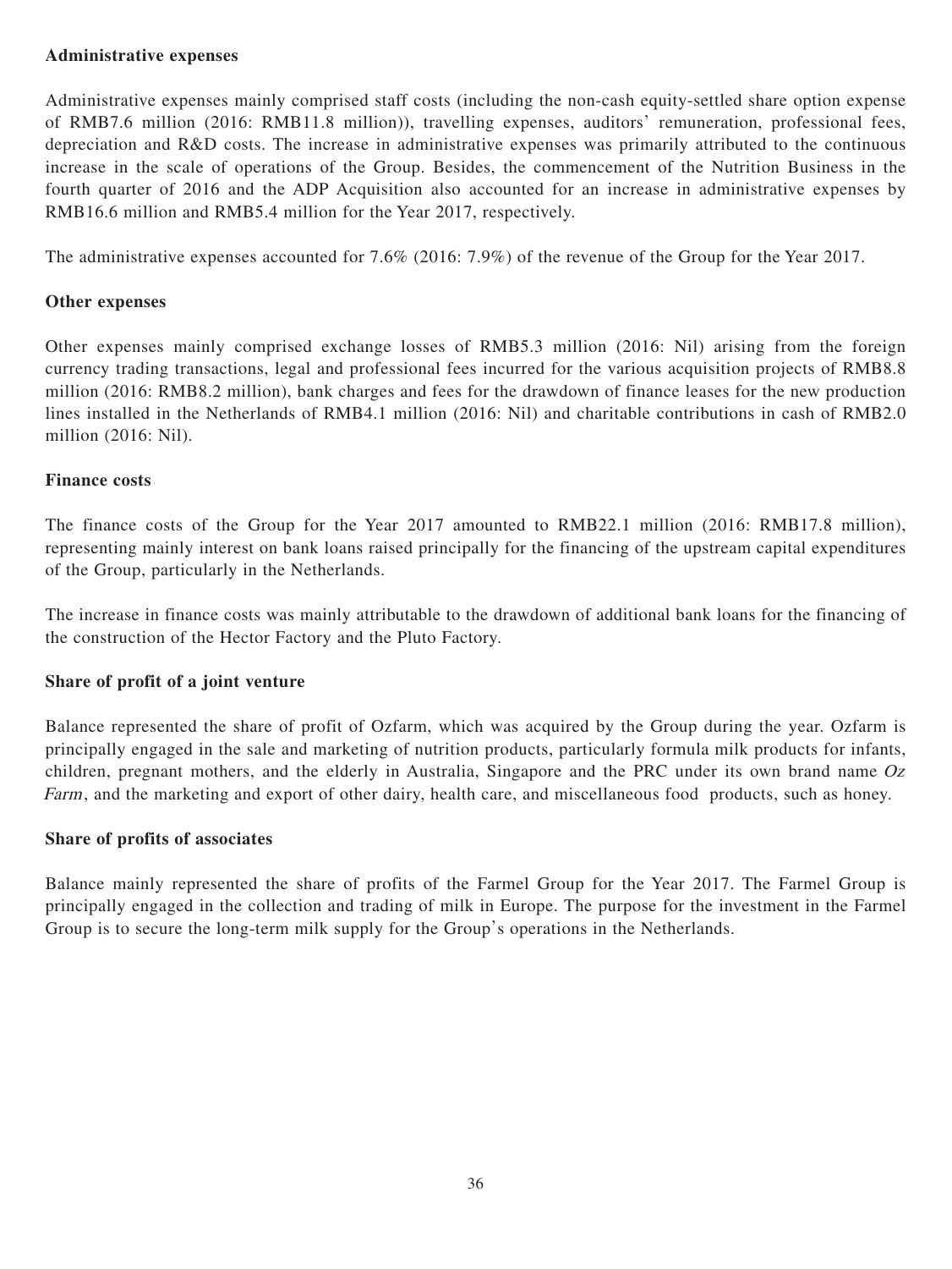**Administrative expenses**

Administrative expenses mainly comprised staff costs (including the non-cash equity-settled share option expense of RMB7.6 million (2016: RMB11.8 million)), travelling expenses, auditors' remuneration, professional fees, depreciation and R&D costs. The increase in administrative expenses was primarily attributed to the continuous increase in the scale of operations of the Group. Besides, the commencement of the Nutrition Business in the fourth quarter of 2016 and the ADP Acquisition also accounted for an increase in administrative expenses by RMB16.6 million and RMB5.4 million for the Year 2017, respectively.

The administrative expenses accounted for 7.6% (2016: 7.9%) of the revenue of the Group for the Year 2017.

**Other expenses**

Other expenses mainly comprised exchange losses of RMB5.3 million (2016: Nil) arising from the foreign currency trading transactions, legal and professional fees incurred for the various acquisition projects of RMB8.8 million (2016: RMB8.2 million), bank charges and fees for the drawdown of finance leases for the new production lines installed in the Netherlands of RMB4.1 million (2016: Nil) and charitable contributions in cash of RMB2.0 million (2016: Nil).

**Finance costs**

The finance costs of the Group for the Year 2017 amounted to RMB22.1 million (2016: RMB17.8 million), representing mainly interest on bank loans raised principally for the financing of the upstream capital expenditures of the Group, particularly in the Netherlands.

The increase in finance costs was mainly attributable to the drawdown of additional bank loans for the financing of the construction of the Hector Factory and the Pluto Factory.

**Share of profit of a joint venture**

Balance represented the share of profit of Ozfarm, which was acquired by the Group during the year. Ozfarm is principally engaged in the sale and marketing of nutrition products, particularly formula milk products for infants, children, pregnant mothers, and the elderly in Australia, Singapore and the PRC under its own brand name *Oz Farm*, and the marketing and export of other dairy, health care, and miscellaneous food products, such as honey.

**Share of profits of associates**

Balance mainly represented the share of profits of the Farmel Group for the Year 2017. The Farmel Group is principally engaged in the collection and trading of milk in Europe. The purpose for the investment in the Farmel Group is to secure the long-term milk supply for the Group's operations in the Netherlands.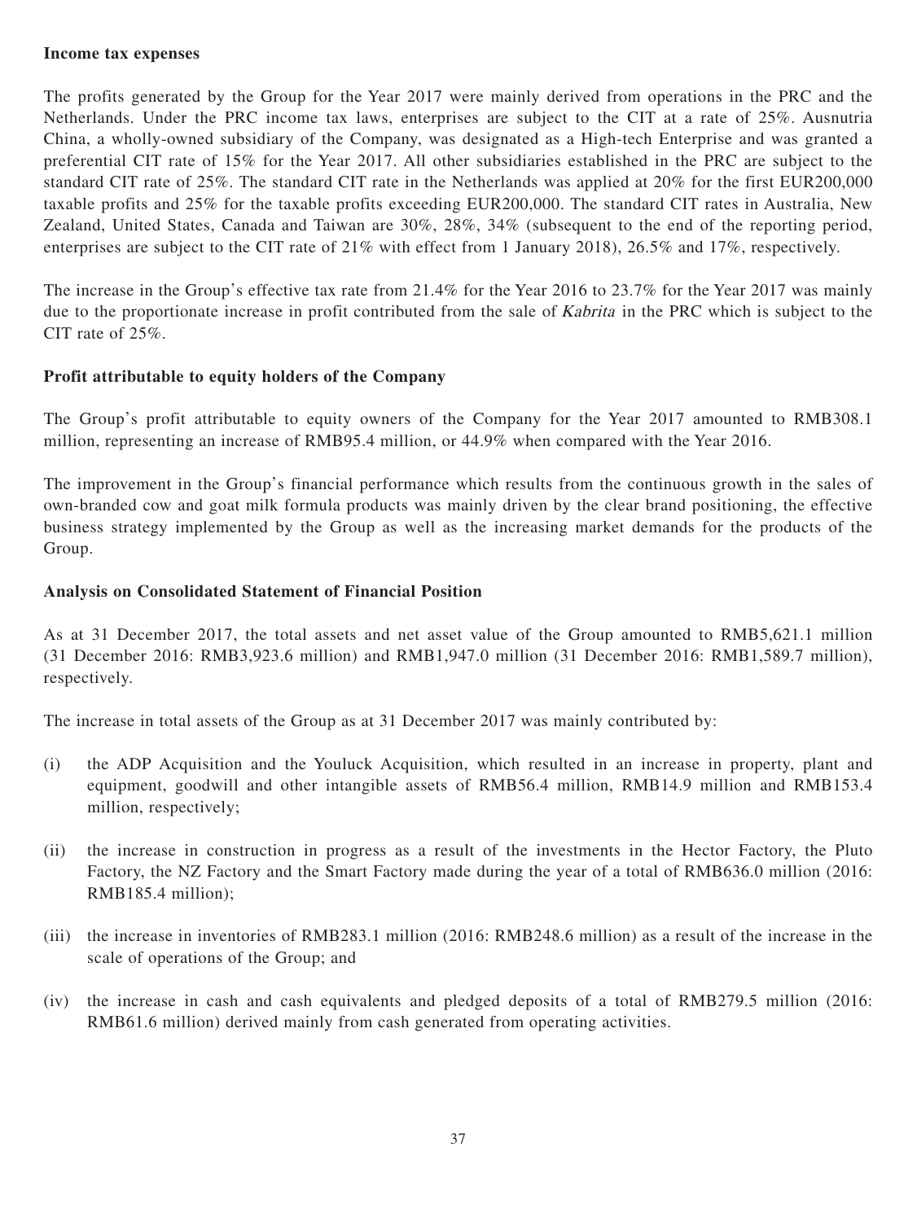**Income tax expenses**

The profits generated by the Group for the Year 2017 were mainly derived from operations in the PRC and the Netherlands. Under the PRC income tax laws, enterprises are subject to the CIT at a rate of 25%. Ausnutria China, a wholly-owned subsidiary of the Company, was designated as a High-tech Enterprise and was granted a preferential CIT rate of 15% for the Year 2017. All other subsidiaries established in the PRC are subject to the standard CIT rate of 25%. The standard CIT rate in the Netherlands was applied at 20% for the first EUR200,000 taxable profits and 25% for the taxable profits exceeding EUR200,000. The standard CIT rates in Australia, New Zealand, United States, Canada and Taiwan are 30%, 28%, 34% (subsequent to the end of the reporting period, enterprises are subject to the CIT rate of 21% with effect from 1 January 2018), 26.5% and 17%, respectively.

The increase in the Group's effective tax rate from 21.4% for the Year 2016 to 23.7% for the Year 2017 was mainly due to the proportionate increase in profit contributed from the sale of *Kabrita* in the PRC which is subject to the CIT rate of 25%.

**Profit attributable to equity holders of the Company**

The Group's profit attributable to equity owners of the Company for the Year 2017 amounted to RMB308.1 million, representing an increase of RMB95.4 million, or 44.9% when compared with the Year 2016.

The improvement in the Group's financial performance which results from the continuous growth in the sales of own-branded cow and goat milk formula products was mainly driven by the clear brand positioning, the effective business strategy implemented by the Group as well as the increasing market demands for the products of the Group.

**Analysis on Consolidated Statement of Financial Position**

As at 31 December 2017, the total assets and net asset value of the Group amounted to RMB5,621.1 million (31 December 2016: RMB3,923.6 million) and RMB1,947.0 million (31 December 2016: RMB1,589.7 million), respectively.

The increase in total assets of the Group as at 31 December 2017 was mainly contributed by:

(i) the ADP Acquisition and the Youluck Acquisition, which resulted in an increase in property, plant and equipment, goodwill and other intangible assets of RMB56.4 million, RMB14.9 million and RMB153.4 million, respectively;

(ii) the increase in construction in progress as a result of the investments in the Hector Factory, the Pluto Factory, the NZ Factory and the Smart Factory made during the year of a total of RMB636.0 million (2016: RMB185.4 million);

(iii) the increase in inventories of RMB283.1 million (2016: RMB248.6 million) as a result of the increase in the scale of operations of the Group; and

(iv) the increase in cash and cash equivalents and pledged deposits of a total of RMB279.5 million (2016: RMB61.6 million) derived mainly from cash generated from operating activities.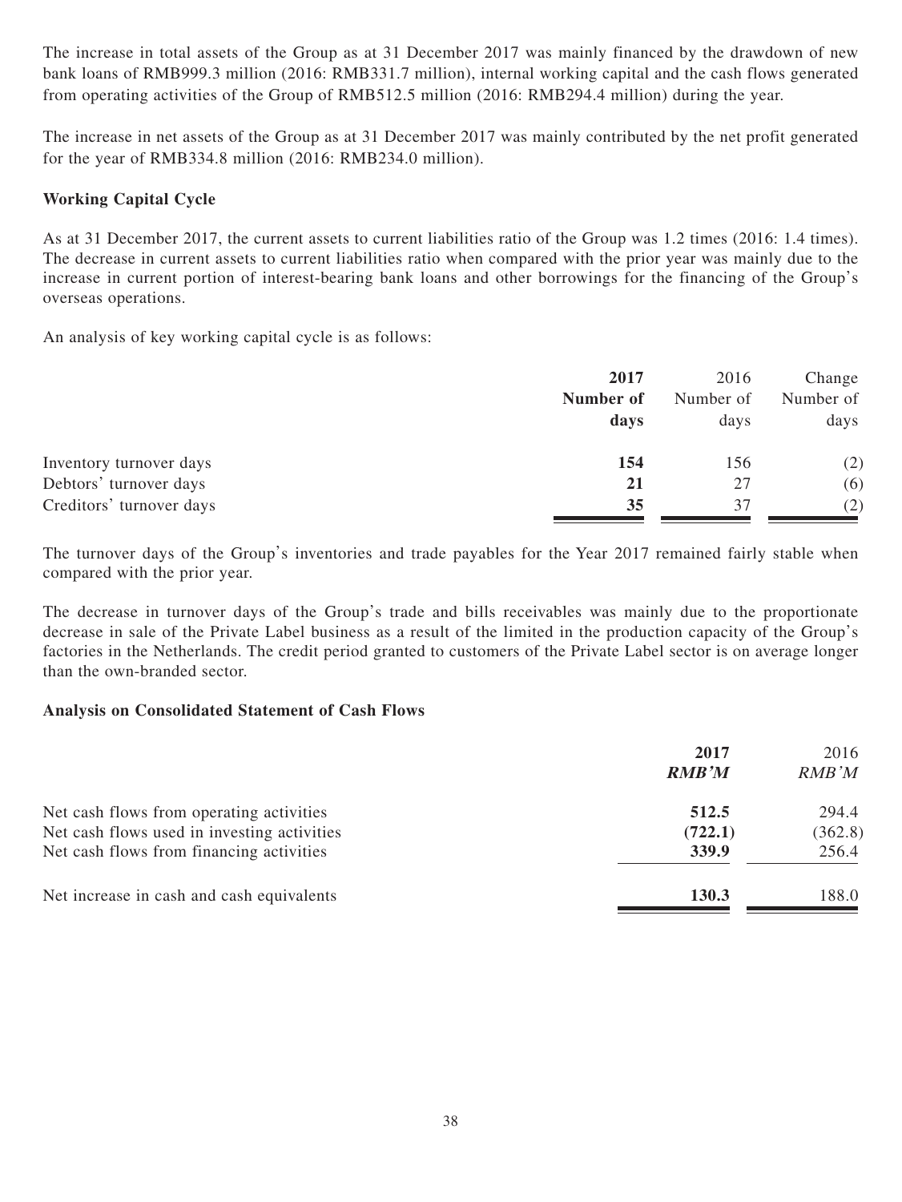The increase in total assets of the Group as at 31 December 2017 was mainly financed by the drawdown of new bank loans of RMB999.3 million (2016: RMB331.7 million), internal working capital and the cash flows generated from operating activities of the Group of RMB512.5 million (2016: RMB294.4 million) during the year.

The increase in net assets of the Group as at 31 December 2017 was mainly contributed by the net profit generated for the year of RMB334.8 million (2016: RMB234.0 million).

### Working Capital Cycle

As at 31 December 2017, the current assets to current liabilities ratio of the Group was 1.2 times (2016: 1.4 times). The decrease in current assets to current liabilities ratio when compared with the prior year was mainly due to the increase in current portion of interest-bearing bank loans and other borrowings for the financing of the Group's overseas operations.

An analysis of key working capital cycle is as follows:

| | **2017 Number of days** | 2016 Number of days | Change Number of days |
|---|---|---|---|
| Inventory turnover days | **154** | 156 | (2) |
| Debtors' turnover days | **21** | 27 | (6) |
| Creditors' turnover days | **35** | 37 | (2) |

The turnover days of the Group's inventories and trade payables for the Year 2017 remained fairly stable when compared with the prior year.

The decrease in turnover days of the Group's trade and bills receivables was mainly due to the proportionate decrease in sale of the Private Label business as a result of the limited in the production capacity of the Group's factories in the Netherlands. The credit period granted to customers of the Private Label sector is on average longer than the own-branded sector.

### Analysis on Consolidated Statement of Cash Flows

| | **2017** ***RMB'M*** | 2016 *RMB'M* |
|---|---|---|
| Net cash flows from operating activities | **512.5** | 294.4 |
| Net cash flows used in investing activities | **(722.1)** | (362.8) |
| Net cash flows from financing activities | **339.9** | 256.4 |
| Net increase in cash and cash equivalents | **130.3** | 188.0 |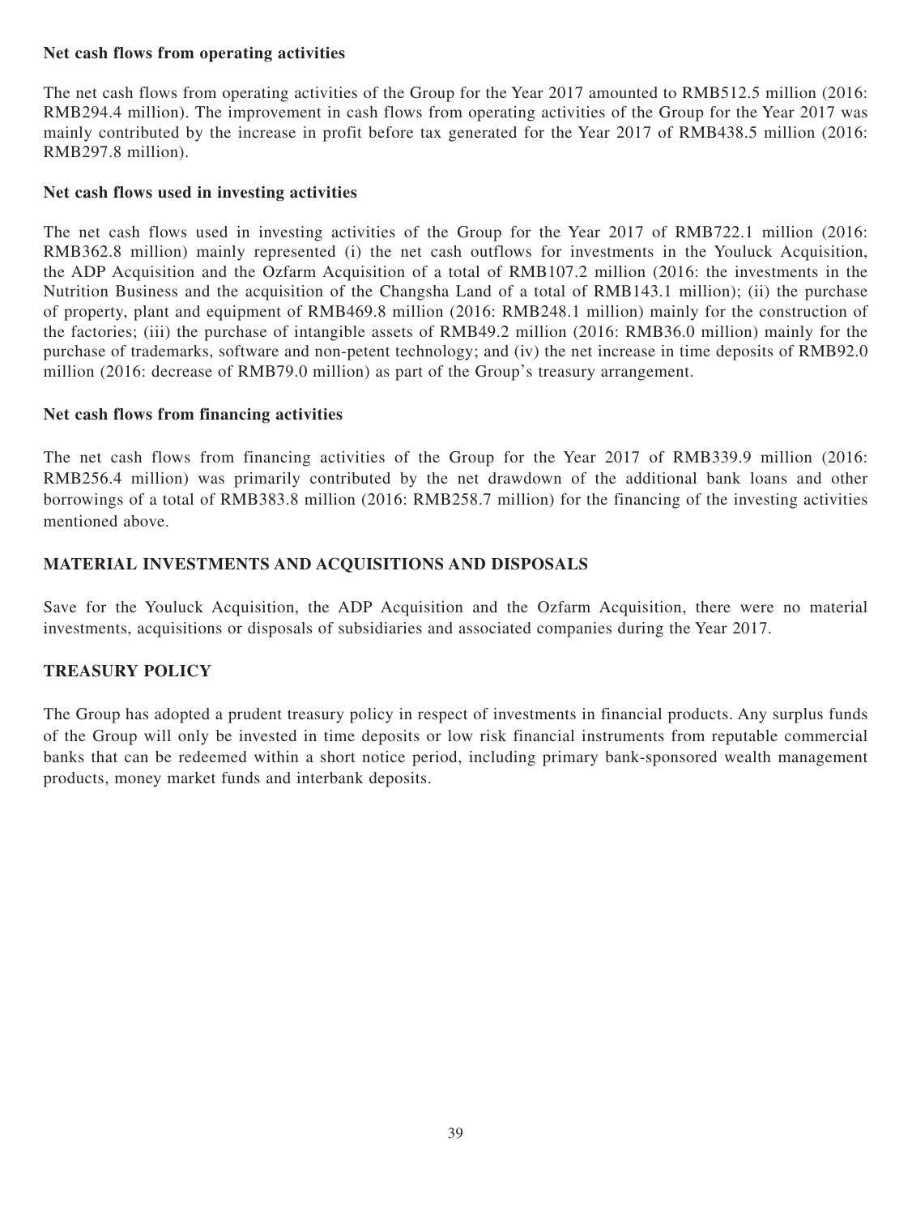**Net cash flows from operating activities**

The net cash flows from operating activities of the Group for the Year 2017 amounted to RMB512.5 million (2016: RMB294.4 million). The improvement in cash flows from operating activities of the Group for the Year 2017 was mainly contributed by the increase in profit before tax generated for the Year 2017 of RMB438.5 million (2016: RMB297.8 million).

**Net cash flows used in investing activities**

The net cash flows used in investing activities of the Group for the Year 2017 of RMB722.1 million (2016: RMB362.8 million) mainly represented (i) the net cash outflows for investments in the Youluck Acquisition, the ADP Acquisition and the Ozfarm Acquisition of a total of RMB107.2 million (2016: the investments in the Nutrition Business and the acquisition of the Changsha Land of a total of RMB143.1 million); (ii) the purchase of property, plant and equipment of RMB469.8 million (2016: RMB248.1 million) mainly for the construction of the factories; (iii) the purchase of intangible assets of RMB49.2 million (2016: RMB36.0 million) mainly for the purchase of trademarks, software and non-petent technology; and (iv) the net increase in time deposits of RMB92.0 million (2016: decrease of RMB79.0 million) as part of the Group's treasury arrangement.

**Net cash flows from financing activities**

The net cash flows from financing activities of the Group for the Year 2017 of RMB339.9 million (2016: RMB256.4 million) was primarily contributed by the net drawdown of the additional bank loans and other borrowings of a total of RMB383.8 million (2016: RMB258.7 million) for the financing of the investing activities mentioned above.

## MATERIAL INVESTMENTS AND ACQUISITIONS AND DISPOSALS

Save for the Youluck Acquisition, the ADP Acquisition and the Ozfarm Acquisition, there were no material investments, acquisitions or disposals of subsidiaries and associated companies during the Year 2017.

## TREASURY POLICY

The Group has adopted a prudent treasury policy in respect of investments in financial products. Any surplus funds of the Group will only be invested in time deposits or low risk financial instruments from reputable commercial banks that can be redeemed within a short notice period, including primary bank-sponsored wealth management products, money market funds and interbank deposits.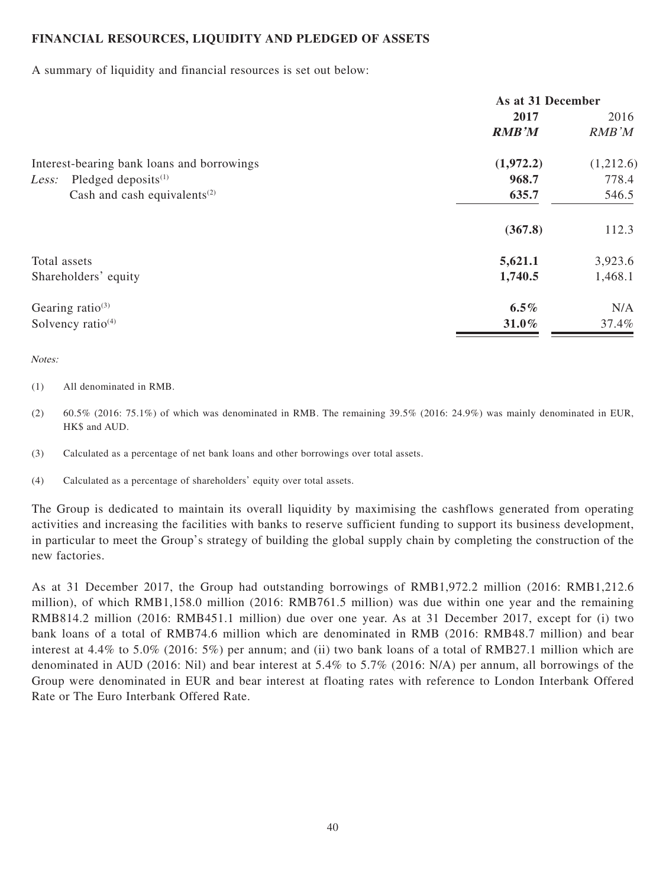**FINANCIAL RESOURCES, LIQUIDITY AND PLEDGED OF ASSETS**

A summary of liquidity and financial resources is set out below:

| | As at 31 December | |
|---|---|---|
| | **2017** | 2016 |
| | ***RMB'M*** | *RMB'M* |
| Interest-bearing bank loans and borrowings | **(1,972.2)** | (1,212.6) |
| *Less:* Pledged deposits[(1)] | **968.7** | 778.4 |
| Cash and cash equivalents[(2)] | **635.7** | 546.5 |
| | **(367.8)** | 112.3 |
| Total assets | **5,621.1** | 3,923.6 |
| Shareholders' equity | **1,740.5** | 1,468.1 |
| Gearing ratio[(3)] | **6.5%** | N/A |
| Solvency ratio[(4)] | **31.0%** | 37.4% |

*Notes:*

(1) All denominated in RMB.

(2) 60.5% (2016: 75.1%) of which was denominated in RMB. The remaining 39.5% (2016: 24.9%) was mainly denominated in EUR, HK$ and AUD.

(3) Calculated as a percentage of net bank loans and other borrowings over total assets.

(4) Calculated as a percentage of shareholders' equity over total assets.

The Group is dedicated to maintain its overall liquidity by maximising the cashflows generated from operating activities and increasing the facilities with banks to reserve sufficient funding to support its business development, in particular to meet the Group's strategy of building the global supply chain by completing the construction of the new factories.

As at 31 December 2017, the Group had outstanding borrowings of RMB1,972.2 million (2016: RMB1,212.6 million), of which RMB1,158.0 million (2016: RMB761.5 million) was due within one year and the remaining RMB814.2 million (2016: RMB451.1 million) due over one year. As at 31 December 2017, except for (i) two bank loans of a total of RMB74.6 million which are denominated in RMB (2016: RMB48.7 million) and bear interest at 4.4% to 5.0% (2016: 5%) per annum; and (ii) two bank loans of a total of RMB27.1 million which are denominated in AUD (2016: Nil) and bear interest at 5.4% to 5.7% (2016: N/A) per annum, all borrowings of the Group were denominated in EUR and bear interest at floating rates with reference to London Interbank Offered Rate or The Euro Interbank Offered Rate.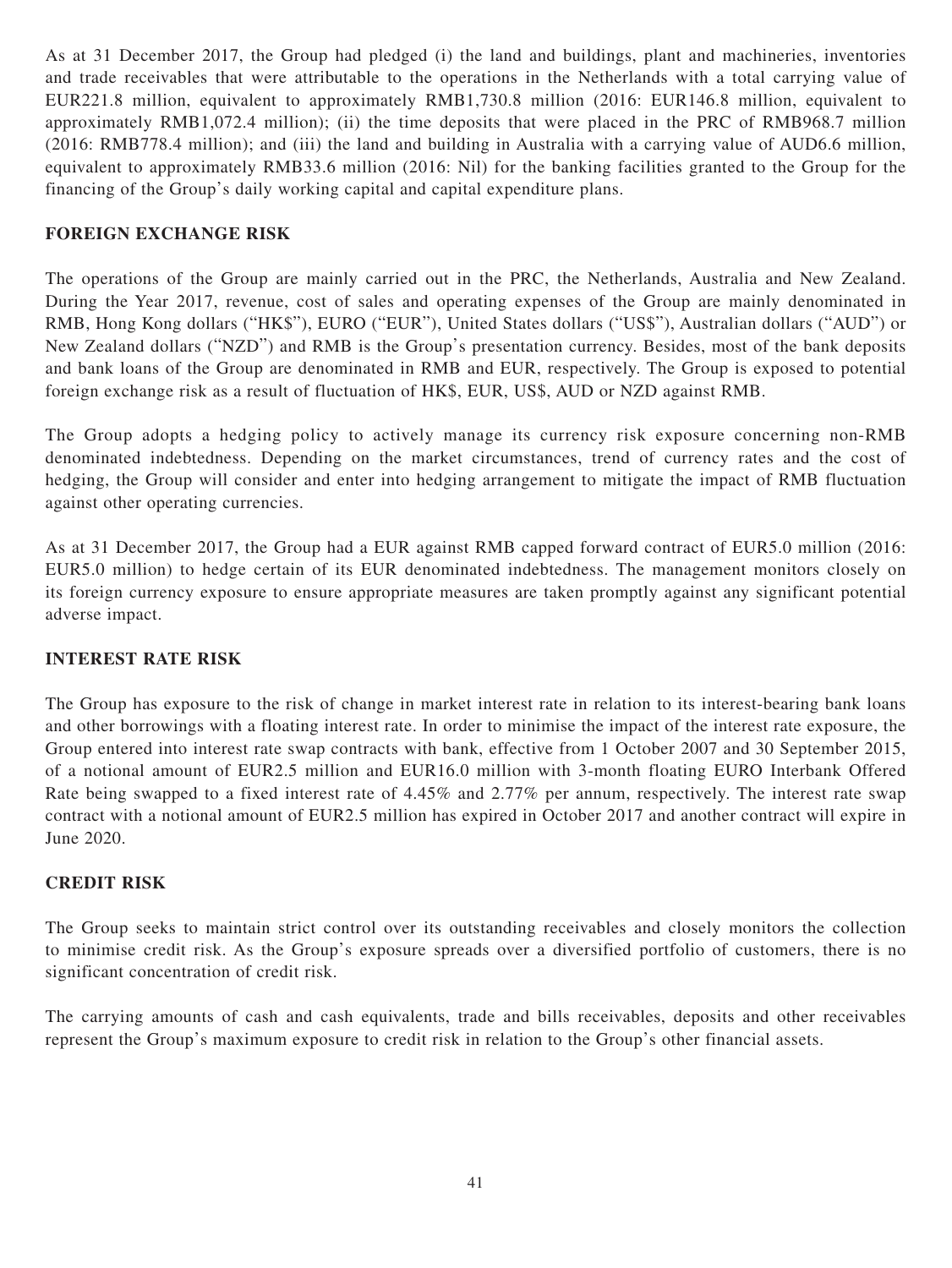As at 31 December 2017, the Group had pledged (i) the land and buildings, plant and machineries, inventories and trade receivables that were attributable to the operations in the Netherlands with a total carrying value of EUR221.8 million, equivalent to approximately RMB1,730.8 million (2016: EUR146.8 million, equivalent to approximately RMB1,072.4 million); (ii) the time deposits that were placed in the PRC of RMB968.7 million (2016: RMB778.4 million); and (iii) the land and building in Australia with a carrying value of AUD6.6 million, equivalent to approximately RMB33.6 million (2016: Nil) for the banking facilities granted to the Group for the financing of the Group's daily working capital and capital expenditure plans.

## FOREIGN EXCHANGE RISK

The operations of the Group are mainly carried out in the PRC, the Netherlands, Australia and New Zealand. During the Year 2017, revenue, cost of sales and operating expenses of the Group are mainly denominated in RMB, Hong Kong dollars ("HK$"), EURO ("EUR"), United States dollars ("US$"), Australian dollars ("AUD") or New Zealand dollars ("NZD") and RMB is the Group's presentation currency. Besides, most of the bank deposits and bank loans of the Group are denominated in RMB and EUR, respectively. The Group is exposed to potential foreign exchange risk as a result of fluctuation of HK$, EUR, US$, AUD or NZD against RMB.

The Group adopts a hedging policy to actively manage its currency risk exposure concerning non-RMB denominated indebtedness. Depending on the market circumstances, trend of currency rates and the cost of hedging, the Group will consider and enter into hedging arrangement to mitigate the impact of RMB fluctuation against other operating currencies.

As at 31 December 2017, the Group had a EUR against RMB capped forward contract of EUR5.0 million (2016: EUR5.0 million) to hedge certain of its EUR denominated indebtedness. The management monitors closely on its foreign currency exposure to ensure appropriate measures are taken promptly against any significant potential adverse impact.

## INTEREST RATE RISK

The Group has exposure to the risk of change in market interest rate in relation to its interest-bearing bank loans and other borrowings with a floating interest rate. In order to minimise the impact of the interest rate exposure, the Group entered into interest rate swap contracts with bank, effective from 1 October 2007 and 30 September 2015, of a notional amount of EUR2.5 million and EUR16.0 million with 3-month floating EURO Interbank Offered Rate being swapped to a fixed interest rate of 4.45% and 2.77% per annum, respectively. The interest rate swap contract with a notional amount of EUR2.5 million has expired in October 2017 and another contract will expire in June 2020.

## CREDIT RISK

The Group seeks to maintain strict control over its outstanding receivables and closely monitors the collection to minimise credit risk. As the Group's exposure spreads over a diversified portfolio of customers, there is no significant concentration of credit risk.

The carrying amounts of cash and cash equivalents, trade and bills receivables, deposits and other receivables represent the Group's maximum exposure to credit risk in relation to the Group's other financial assets.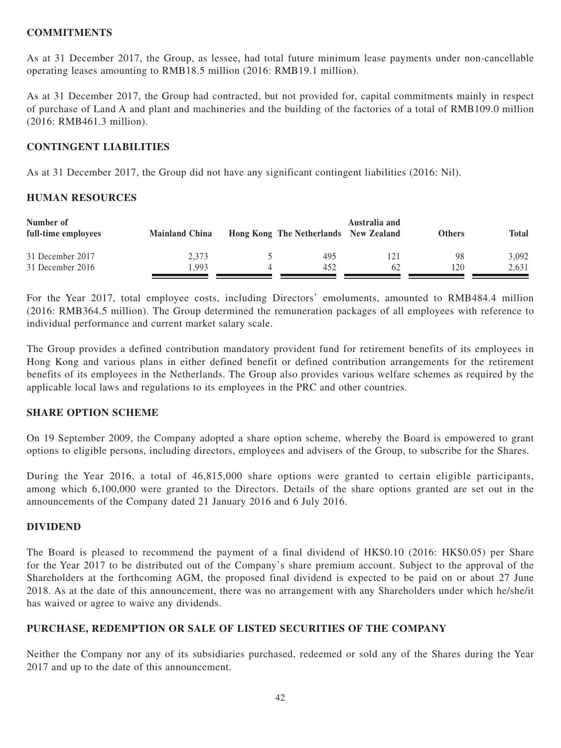## COMMITMENTS

As at 31 December 2017, the Group, as lessee, had total future minimum lease payments under non-cancellable operating leases amounting to RMB18.5 million (2016: RMB19.1 million).

As at 31 December 2017, the Group had contracted, but not provided for, capital commitments mainly in respect of purchase of Land A and plant and machineries and the building of the factories of a total of RMB109.0 million (2016: RMB461.3 million).

## CONTINGENT LIABILITIES

As at 31 December 2017, the Group did not have any significant contingent liabilities (2016: Nil).

## HUMAN RESOURCES

| Number of full-time employees | Mainland China | Hong Kong | The Netherlands | Australia and New Zealand | Others | Total |
|---|---|---|---|---|---|---|
| 31 December 2017 | 2,373 | 5 | 495 | 121 | 98 | 3,092 |
| 31 December 2016 | 1,993 | 4 | 452 | 62 | 120 | 2,631 |

For the Year 2017, total employee costs, including Directors' emoluments, amounted to RMB484.4 million (2016: RMB364.5 million). The Group determined the remuneration packages of all employees with reference to individual performance and current market salary scale.

The Group provides a defined contribution mandatory provident fund for retirement benefits of its employees in Hong Kong and various plans in either defined benefit or defined contribution arrangements for the retirement benefits of its employees in the Netherlands. The Group also provides various welfare schemes as required by the applicable local laws and regulations to its employees in the PRC and other countries.

## SHARE OPTION SCHEME

On 19 September 2009, the Company adopted a share option scheme, whereby the Board is empowered to grant options to eligible persons, including directors, employees and advisers of the Group, to subscribe for the Shares.

During the Year 2016, a total of 46,815,000 share options were granted to certain eligible participants, among which 6,100,000 were granted to the Directors. Details of the share options granted are set out in the announcements of the Company dated 21 January 2016 and 6 July 2016.

## DIVIDEND

The Board is pleased to recommend the payment of a final dividend of HK$0.10 (2016: HK$0.05) per Share for the Year 2017 to be distributed out of the Company's share premium account. Subject to the approval of the Shareholders at the forthcoming AGM, the proposed final dividend is expected to be paid on or about 27 June 2018. As at the date of this announcement, there was no arrangement with any Shareholders under which he/she/it has waived or agree to waive any dividends.

## PURCHASE, REDEMPTION OR SALE OF LISTED SECURITIES OF THE COMPANY

Neither the Company nor any of its subsidiaries purchased, redeemed or sold any of the Shares during the Year 2017 and up to the date of this announcement.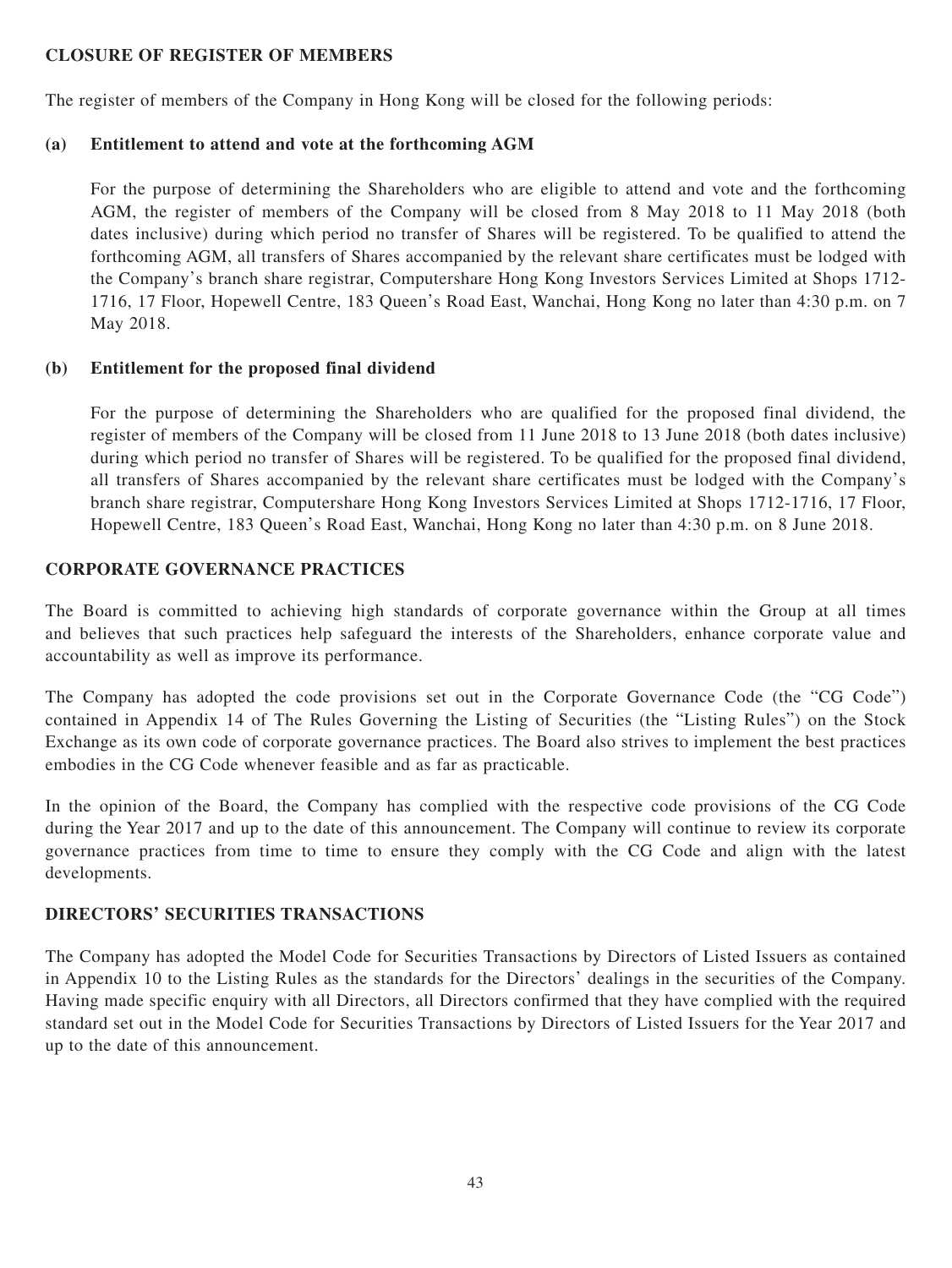## CLOSURE OF REGISTER OF MEMBERS

The register of members of the Company in Hong Kong will be closed for the following periods:

### (a) Entitlement to attend and vote at the forthcoming AGM

For the purpose of determining the Shareholders who are eligible to attend and vote and the forthcoming AGM, the register of members of the Company will be closed from 8 May 2018 to 11 May 2018 (both dates inclusive) during which period no transfer of Shares will be registered. To be qualified to attend the forthcoming AGM, all transfers of Shares accompanied by the relevant share certificates must be lodged with the Company's branch share registrar, Computershare Hong Kong Investors Services Limited at Shops 1712-1716, 17 Floor, Hopewell Centre, 183 Queen's Road East, Wanchai, Hong Kong no later than 4:30 p.m. on 7 May 2018.

### (b) Entitlement for the proposed final dividend

For the purpose of determining the Shareholders who are qualified for the proposed final dividend, the register of members of the Company will be closed from 11 June 2018 to 13 June 2018 (both dates inclusive) during which period no transfer of Shares will be registered. To be qualified for the proposed final dividend, all transfers of Shares accompanied by the relevant share certificates must be lodged with the Company's branch share registrar, Computershare Hong Kong Investors Services Limited at Shops 1712-1716, 17 Floor, Hopewell Centre, 183 Queen's Road East, Wanchai, Hong Kong no later than 4:30 p.m. on 8 June 2018.

## CORPORATE GOVERNANCE PRACTICES

The Board is committed to achieving high standards of corporate governance within the Group at all times and believes that such practices help safeguard the interests of the Shareholders, enhance corporate value and accountability as well as improve its performance.

The Company has adopted the code provisions set out in the Corporate Governance Code (the "CG Code") contained in Appendix 14 of The Rules Governing the Listing of Securities (the "Listing Rules") on the Stock Exchange as its own code of corporate governance practices. The Board also strives to implement the best practices embodies in the CG Code whenever feasible and as far as practicable.

In the opinion of the Board, the Company has complied with the respective code provisions of the CG Code during the Year 2017 and up to the date of this announcement. The Company will continue to review its corporate governance practices from time to time to ensure they comply with the CG Code and align with the latest developments.

## DIRECTORS' SECURITIES TRANSACTIONS

The Company has adopted the Model Code for Securities Transactions by Directors of Listed Issuers as contained in Appendix 10 to the Listing Rules as the standards for the Directors' dealings in the securities of the Company. Having made specific enquiry with all Directors, all Directors confirmed that they have complied with the required standard set out in the Model Code for Securities Transactions by Directors of Listed Issuers for the Year 2017 and up to the date of this announcement.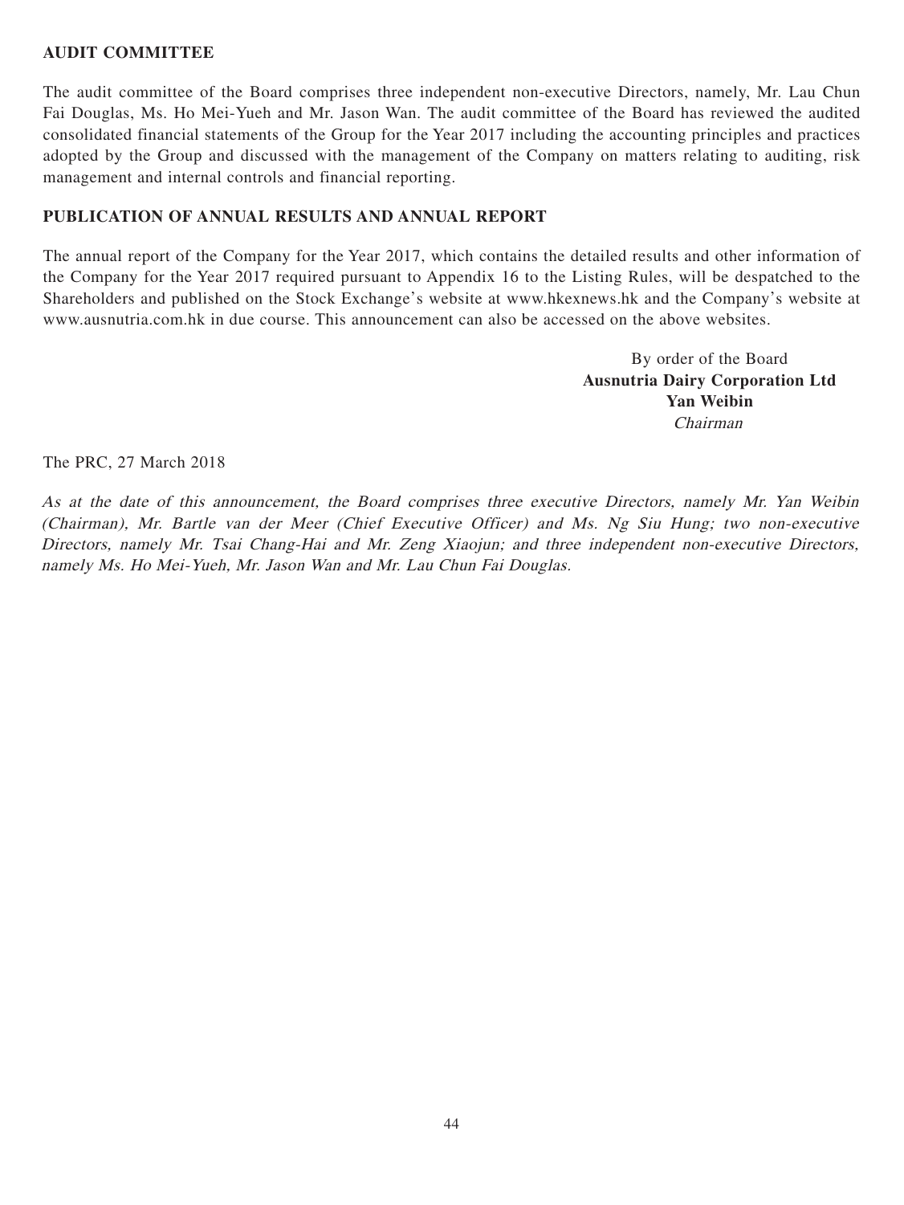## AUDIT COMMITTEE

The audit committee of the Board comprises three independent non-executive Directors, namely, Mr. Lau Chun Fai Douglas, Ms. Ho Mei-Yueh and Mr. Jason Wan. The audit committee of the Board has reviewed the audited consolidated financial statements of the Group for the Year 2017 including the accounting principles and practices adopted by the Group and discussed with the management of the Company on matters relating to auditing, risk management and internal controls and financial reporting.

## PUBLICATION OF ANNUAL RESULTS AND ANNUAL REPORT

The annual report of the Company for the Year 2017, which contains the detailed results and other information of the Company for the Year 2017 required pursuant to Appendix 16 to the Listing Rules, will be despatched to the Shareholders and published on the Stock Exchange's website at www.hkexnews.hk and the Company's website at www.ausnutria.com.hk in due course. This announcement can also be accessed on the above websites.

By order of the Board
**Ausnutria Dairy Corporation Ltd**
**Yan Weibin**
*Chairman*

The PRC, 27 March 2018

*As at the date of this announcement, the Board comprises three executive Directors, namely Mr. Yan Weibin (Chairman), Mr. Bartle van der Meer (Chief Executive Officer) and Ms. Ng Siu Hung; two non-executive Directors, namely Mr. Tsai Chang-Hai and Mr. Zeng Xiaojun; and three independent non-executive Directors, namely Ms. Ho Mei-Yueh, Mr. Jason Wan and Mr. Lau Chun Fai Douglas.*